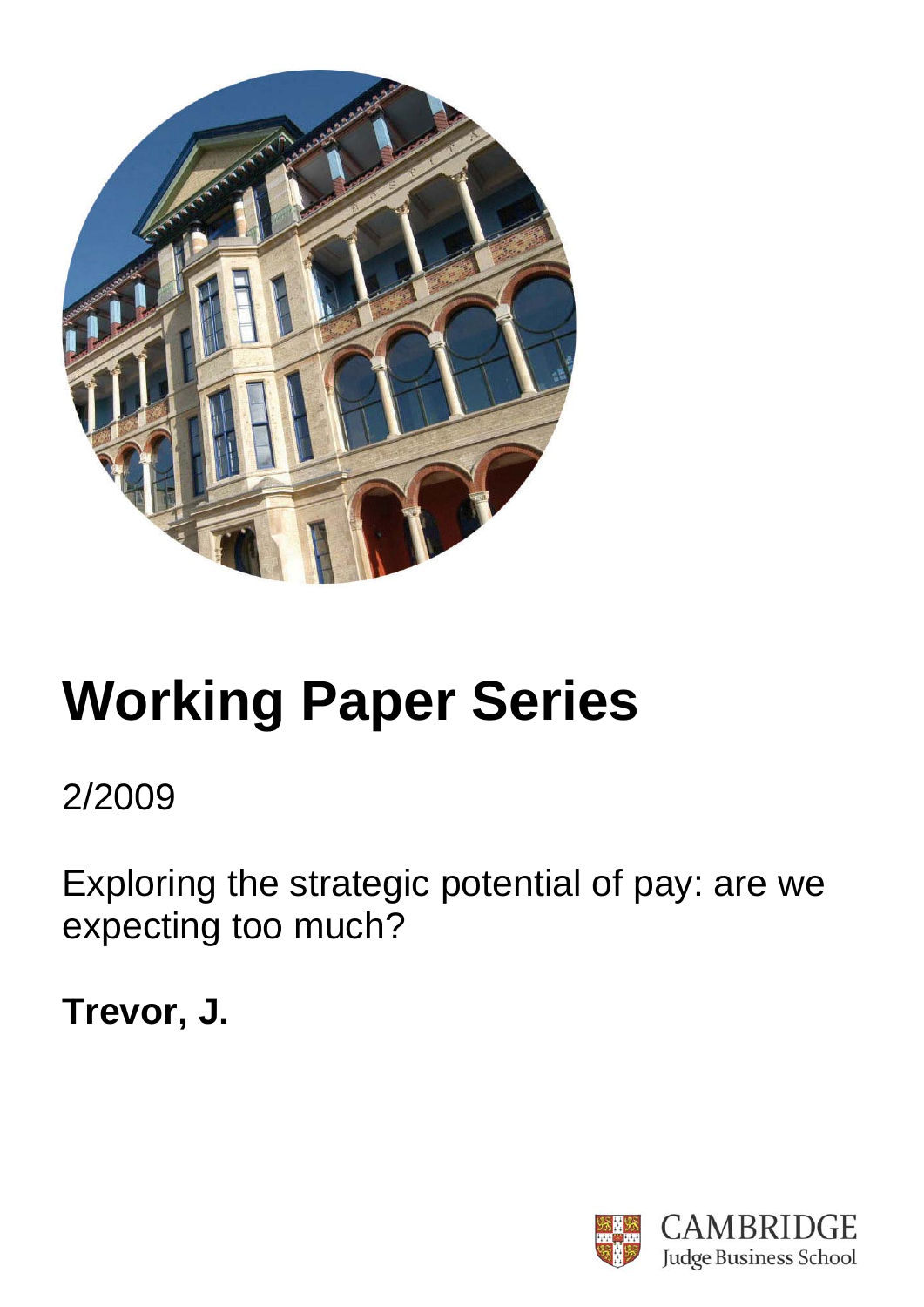# Working Paper Series

2/2009

Exploring the strategic potential of pay: are we expecting too much?

**Trevor, J.**

CAMBRIDGE
Judge Business School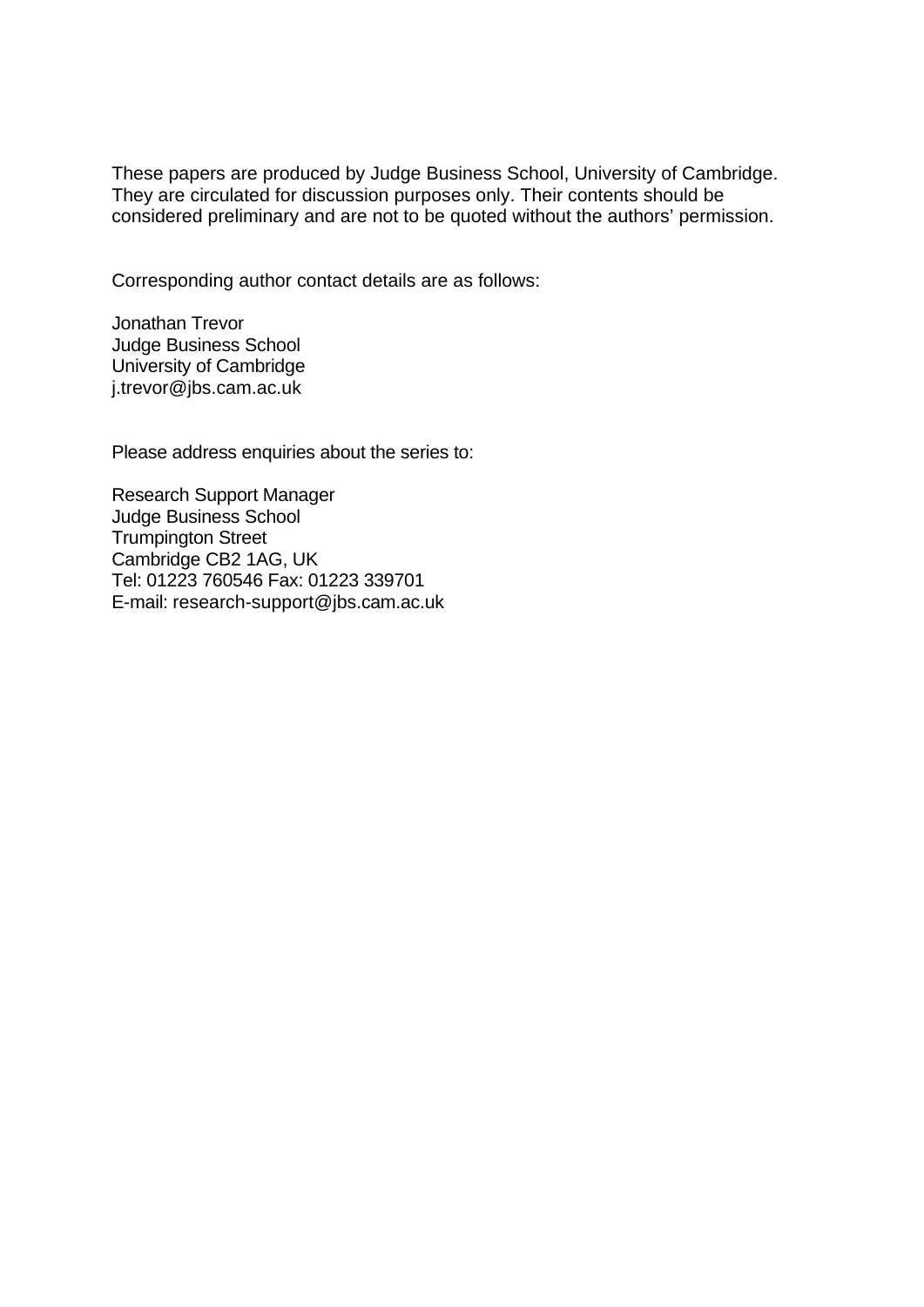These papers are produced by Judge Business School, University of Cambridge. They are circulated for discussion purposes only. Their contents should be considered preliminary and are not to be quoted without the authors' permission.

Corresponding author contact details are as follows:

Jonathan Trevor  
Judge Business School  
University of Cambridge  
j.trevor@jbs.cam.ac.uk

Please address enquiries about the series to:

Research Support Manager  
Judge Business School  
Trumpington Street  
Cambridge CB2 1AG, UK  
Tel: 01223 760546 Fax: 01223 339701  
E-mail: research-support@jbs.cam.ac.uk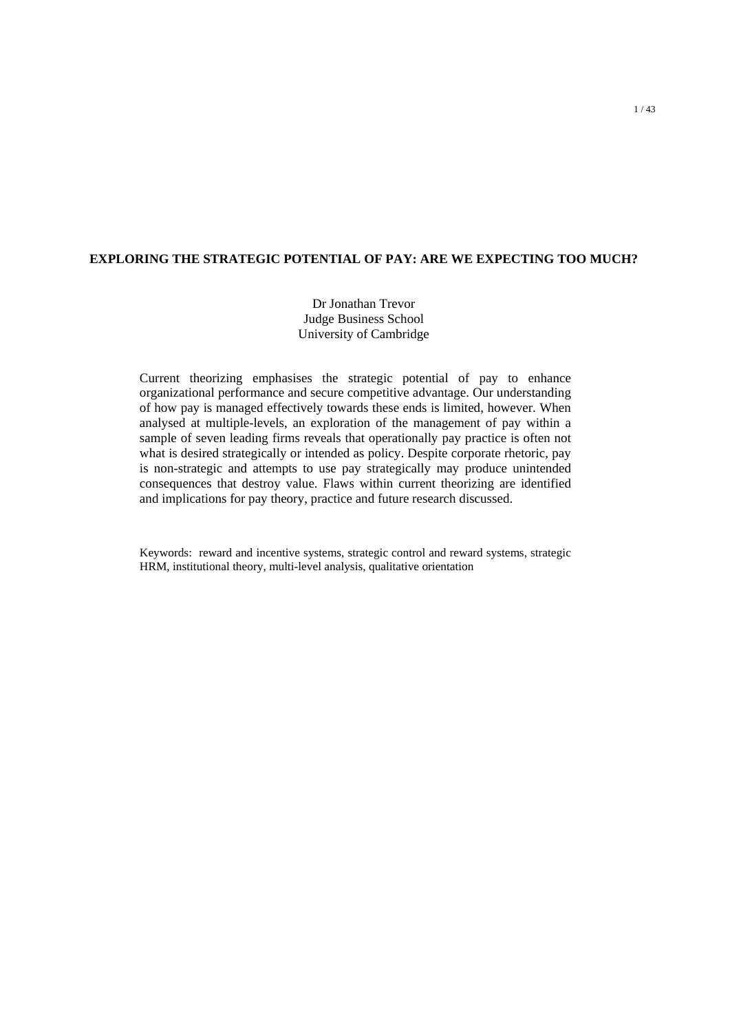# EXPLORING THE STRATEGIC POTENTIAL OF PAY: ARE WE EXPECTING TOO MUCH?

Dr Jonathan Trevor
Judge Business School
University of Cambridge

Current theorizing emphasises the strategic potential of pay to enhance organizational performance and secure competitive advantage. Our understanding of how pay is managed effectively towards these ends is limited, however. When analysed at multiple-levels, an exploration of the management of pay within a sample of seven leading firms reveals that operationally pay practice is often not what is desired strategically or intended as policy. Despite corporate rhetoric, pay is non-strategic and attempts to use pay strategically may produce unintended consequences that destroy value. Flaws within current theorizing are identified and implications for pay theory, practice and future research discussed.

Keywords: reward and incentive systems, strategic control and reward systems, strategic HRM, institutional theory, multi-level analysis, qualitative orientation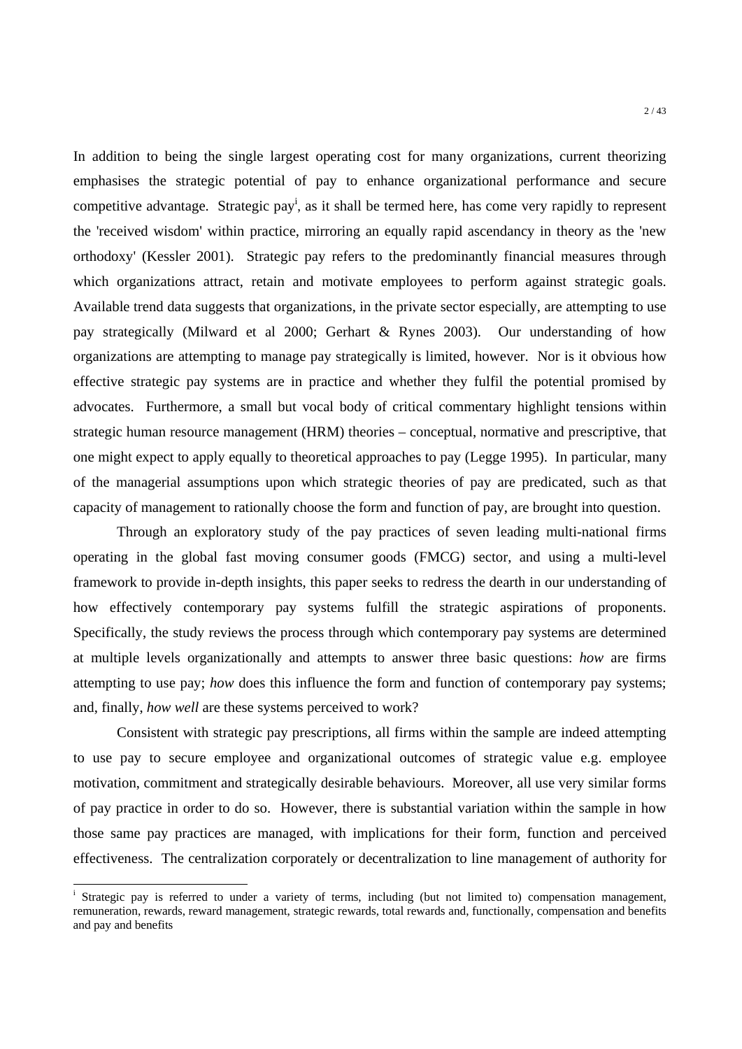In addition to being the single largest operating cost for many organizations, current theorizing emphasises the strategic potential of pay to enhance organizational performance and secure competitive advantage. Strategic pay[i], as it shall be termed here, has come very rapidly to represent the 'received wisdom' within practice, mirroring an equally rapid ascendancy in theory as the 'new orthodoxy' (Kessler 2001). Strategic pay refers to the predominantly financial measures through which organizations attract, retain and motivate employees to perform against strategic goals. Available trend data suggests that organizations, in the private sector especially, are attempting to use pay strategically (Milward et al 2000; Gerhart & Rynes 2003). Our understanding of how organizations are attempting to manage pay strategically is limited, however. Nor is it obvious how effective strategic pay systems are in practice and whether they fulfil the potential promised by advocates. Furthermore, a small but vocal body of critical commentary highlight tensions within strategic human resource management (HRM) theories – conceptual, normative and prescriptive, that one might expect to apply equally to theoretical approaches to pay (Legge 1995). In particular, many of the managerial assumptions upon which strategic theories of pay are predicated, such as that capacity of management to rationally choose the form and function of pay, are brought into question.

Through an exploratory study of the pay practices of seven leading multi-national firms operating in the global fast moving consumer goods (FMCG) sector, and using a multi-level framework to provide in-depth insights, this paper seeks to redress the dearth in our understanding of how effectively contemporary pay systems fulfill the strategic aspirations of proponents. Specifically, the study reviews the process through which contemporary pay systems are determined at multiple levels organizationally and attempts to answer three basic questions: *how* are firms attempting to use pay; *how* does this influence the form and function of contemporary pay systems; and, finally, *how well* are these systems perceived to work?

Consistent with strategic pay prescriptions, all firms within the sample are indeed attempting to use pay to secure employee and organizational outcomes of strategic value e.g. employee motivation, commitment and strategically desirable behaviours. Moreover, all use very similar forms of pay practice in order to do so. However, there is substantial variation within the sample in how those same pay practices are managed, with implications for their form, function and perceived effectiveness. The centralization corporately or decentralization to line management of authority for

[i] Strategic pay is referred to under a variety of terms, including (but not limited to) compensation management, remuneration, rewards, reward management, strategic rewards, total rewards and, functionally, compensation and benefits and pay and benefits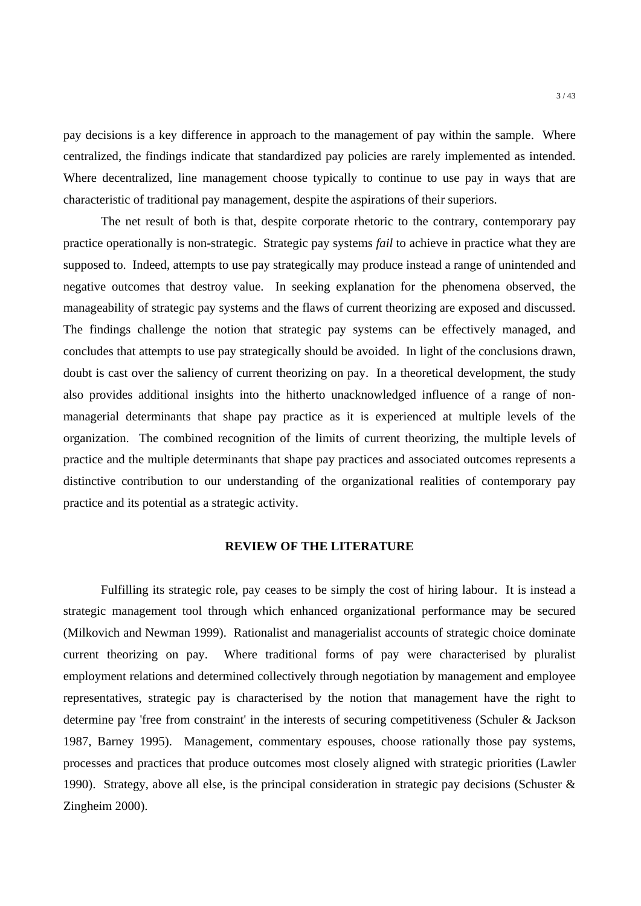pay decisions is a key difference in approach to the management of pay within the sample. Where centralized, the findings indicate that standardized pay policies are rarely implemented as intended. Where decentralized, line management choose typically to continue to use pay in ways that are characteristic of traditional pay management, despite the aspirations of their superiors.

The net result of both is that, despite corporate rhetoric to the contrary, contemporary pay practice operationally is non-strategic. Strategic pay systems *fail* to achieve in practice what they are supposed to. Indeed, attempts to use pay strategically may produce instead a range of unintended and negative outcomes that destroy value. In seeking explanation for the phenomena observed, the manageability of strategic pay systems and the flaws of current theorizing are exposed and discussed. The findings challenge the notion that strategic pay systems can be effectively managed, and concludes that attempts to use pay strategically should be avoided. In light of the conclusions drawn, doubt is cast over the saliency of current theorizing on pay. In a theoretical development, the study also provides additional insights into the hitherto unacknowledged influence of a range of non-managerial determinants that shape pay practice as it is experienced at multiple levels of the organization. The combined recognition of the limits of current theorizing, the multiple levels of practice and the multiple determinants that shape pay practices and associated outcomes represents a distinctive contribution to our understanding of the organizational realities of contemporary pay practice and its potential as a strategic activity.

## REVIEW OF THE LITERATURE

Fulfilling its strategic role, pay ceases to be simply the cost of hiring labour. It is instead a strategic management tool through which enhanced organizational performance may be secured (Milkovich and Newman 1999). Rationalist and managerialist accounts of strategic choice dominate current theorizing on pay. Where traditional forms of pay were characterised by pluralist employment relations and determined collectively through negotiation by management and employee representatives, strategic pay is characterised by the notion that management have the right to determine pay 'free from constraint' in the interests of securing competitiveness (Schuler & Jackson 1987, Barney 1995). Management, commentary espouses, choose rationally those pay systems, processes and practices that produce outcomes most closely aligned with strategic priorities (Lawler 1990). Strategy, above all else, is the principal consideration in strategic pay decisions (Schuster & Zingheim 2000).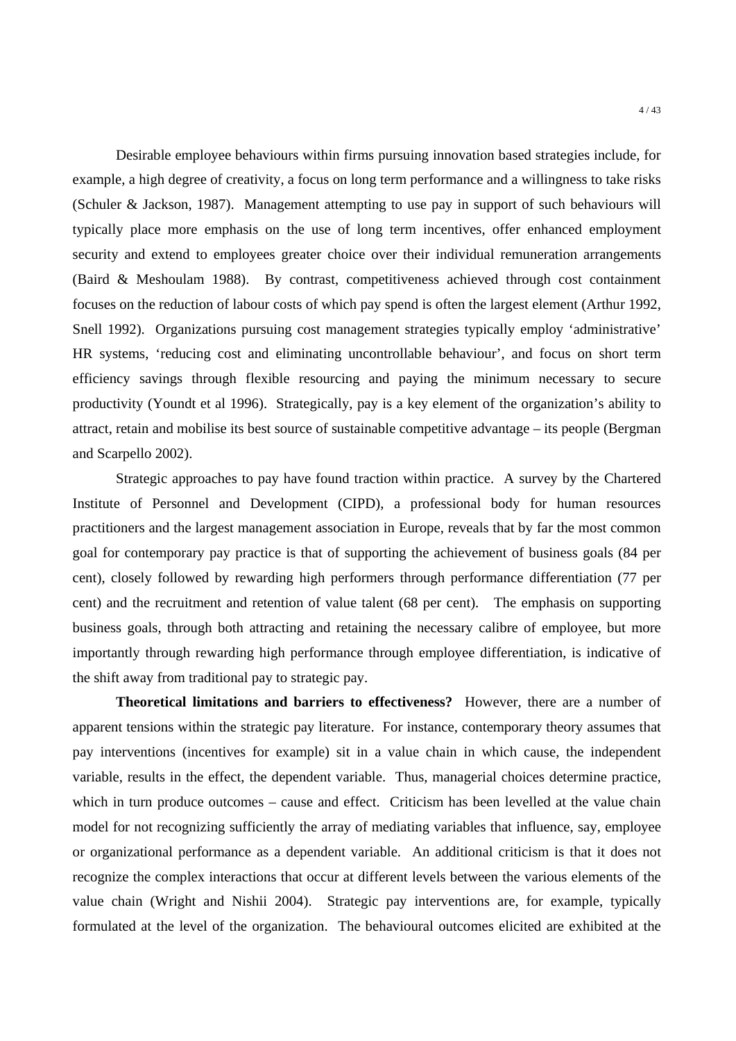Desirable employee behaviours within firms pursuing innovation based strategies include, for example, a high degree of creativity, a focus on long term performance and a willingness to take risks (Schuler & Jackson, 1987). Management attempting to use pay in support of such behaviours will typically place more emphasis on the use of long term incentives, offer enhanced employment security and extend to employees greater choice over their individual remuneration arrangements (Baird & Meshoulam 1988). By contrast, competitiveness achieved through cost containment focuses on the reduction of labour costs of which pay spend is often the largest element (Arthur 1992, Snell 1992). Organizations pursuing cost management strategies typically employ 'administrative' HR systems, 'reducing cost and eliminating uncontrollable behaviour', and focus on short term efficiency savings through flexible resourcing and paying the minimum necessary to secure productivity (Youndt et al 1996). Strategically, pay is a key element of the organization's ability to attract, retain and mobilise its best source of sustainable competitive advantage – its people (Bergman and Scarpello 2002).

Strategic approaches to pay have found traction within practice. A survey by the Chartered Institute of Personnel and Development (CIPD), a professional body for human resources practitioners and the largest management association in Europe, reveals that by far the most common goal for contemporary pay practice is that of supporting the achievement of business goals (84 per cent), closely followed by rewarding high performers through performance differentiation (77 per cent) and the recruitment and retention of value talent (68 per cent). The emphasis on supporting business goals, through both attracting and retaining the necessary calibre of employee, but more importantly through rewarding high performance through employee differentiation, is indicative of the shift away from traditional pay to strategic pay.

**Theoretical limitations and barriers to effectiveness?** However, there are a number of apparent tensions within the strategic pay literature. For instance, contemporary theory assumes that pay interventions (incentives for example) sit in a value chain in which cause, the independent variable, results in the effect, the dependent variable. Thus, managerial choices determine practice, which in turn produce outcomes – cause and effect. Criticism has been levelled at the value chain model for not recognizing sufficiently the array of mediating variables that influence, say, employee or organizational performance as a dependent variable. An additional criticism is that it does not recognize the complex interactions that occur at different levels between the various elements of the value chain (Wright and Nishii 2004). Strategic pay interventions are, for example, typically formulated at the level of the organization. The behavioural outcomes elicited are exhibited at the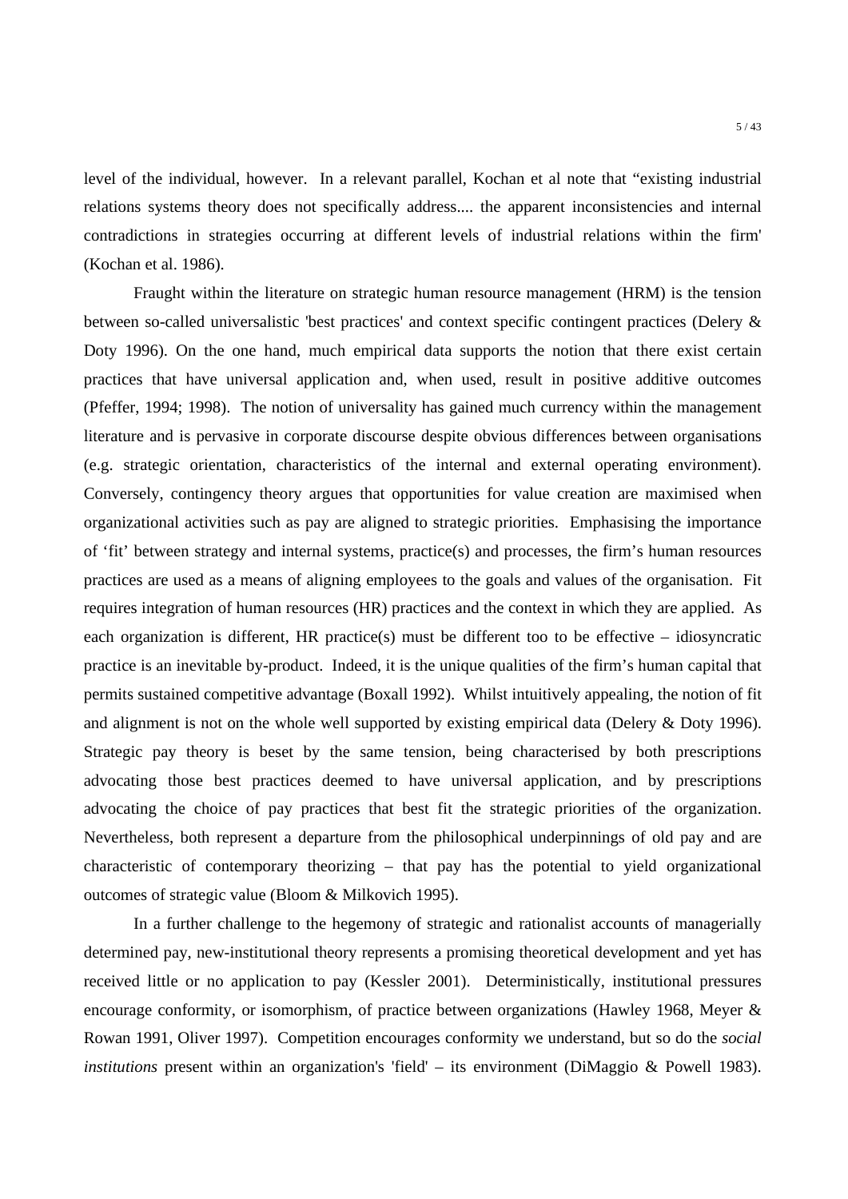level of the individual, however. In a relevant parallel, Kochan et al note that "existing industrial relations systems theory does not specifically address.... the apparent inconsistencies and internal contradictions in strategies occurring at different levels of industrial relations within the firm' (Kochan et al. 1986).

Fraught within the literature on strategic human resource management (HRM) is the tension between so-called universalistic 'best practices' and context specific contingent practices (Delery & Doty 1996). On the one hand, much empirical data supports the notion that there exist certain practices that have universal application and, when used, result in positive additive outcomes (Pfeffer, 1994; 1998). The notion of universality has gained much currency within the management literature and is pervasive in corporate discourse despite obvious differences between organisations (e.g. strategic orientation, characteristics of the internal and external operating environment). Conversely, contingency theory argues that opportunities for value creation are maximised when organizational activities such as pay are aligned to strategic priorities. Emphasising the importance of 'fit' between strategy and internal systems, practice(s) and processes, the firm's human resources practices are used as a means of aligning employees to the goals and values of the organisation. Fit requires integration of human resources (HR) practices and the context in which they are applied. As each organization is different, HR practice(s) must be different too to be effective – idiosyncratic practice is an inevitable by-product. Indeed, it is the unique qualities of the firm's human capital that permits sustained competitive advantage (Boxall 1992). Whilst intuitively appealing, the notion of fit and alignment is not on the whole well supported by existing empirical data (Delery & Doty 1996). Strategic pay theory is beset by the same tension, being characterised by both prescriptions advocating those best practices deemed to have universal application, and by prescriptions advocating the choice of pay practices that best fit the strategic priorities of the organization. Nevertheless, both represent a departure from the philosophical underpinnings of old pay and are characteristic of contemporary theorizing – that pay has the potential to yield organizational outcomes of strategic value (Bloom & Milkovich 1995).

In a further challenge to the hegemony of strategic and rationalist accounts of managerially determined pay, new-institutional theory represents a promising theoretical development and yet has received little or no application to pay (Kessler 2001). Deterministically, institutional pressures encourage conformity, or isomorphism, of practice between organizations (Hawley 1968, Meyer & Rowan 1991, Oliver 1997). Competition encourages conformity we understand, but so do the *social institutions* present within an organization's 'field' – its environment (DiMaggio & Powell 1983).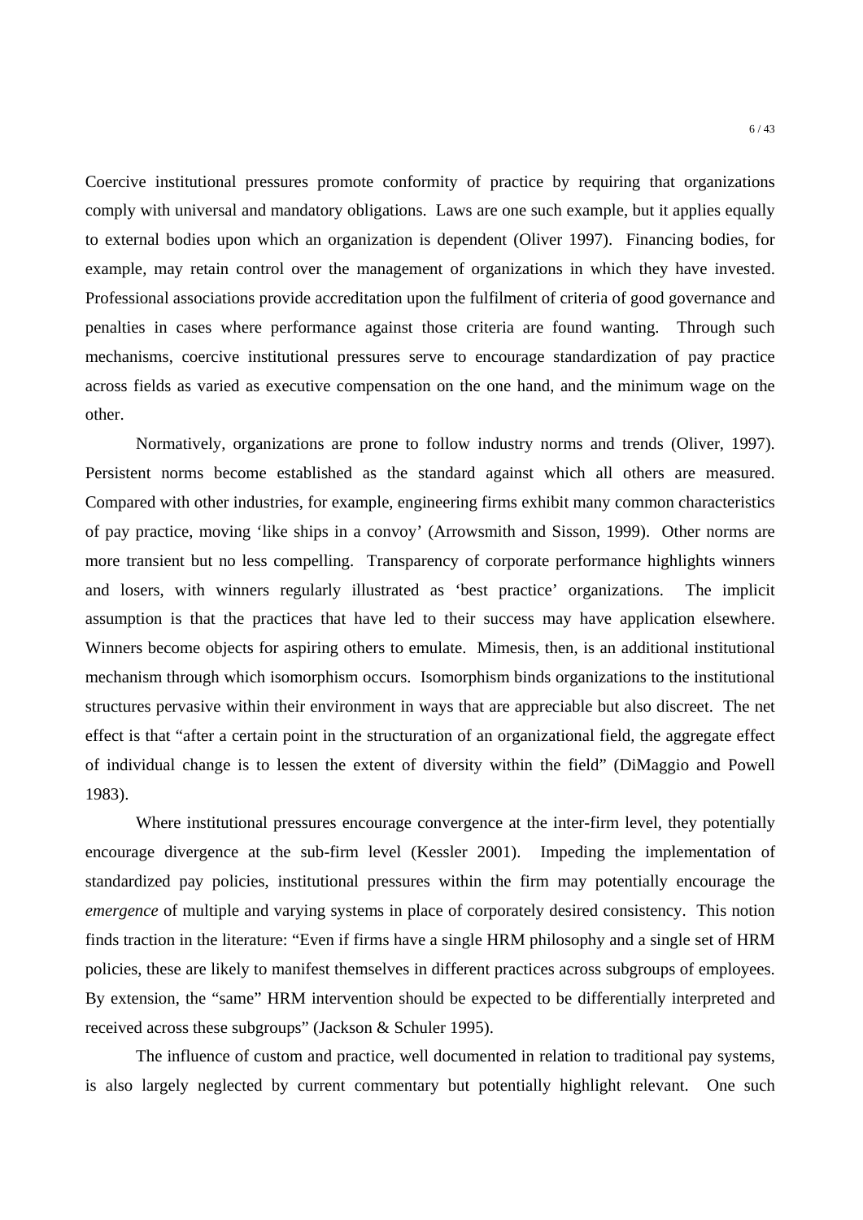Coercive institutional pressures promote conformity of practice by requiring that organizations comply with universal and mandatory obligations. Laws are one such example, but it applies equally to external bodies upon which an organization is dependent (Oliver 1997). Financing bodies, for example, may retain control over the management of organizations in which they have invested. Professional associations provide accreditation upon the fulfilment of criteria of good governance and penalties in cases where performance against those criteria are found wanting. Through such mechanisms, coercive institutional pressures serve to encourage standardization of pay practice across fields as varied as executive compensation on the one hand, and the minimum wage on the other.

Normatively, organizations are prone to follow industry norms and trends (Oliver, 1997). Persistent norms become established as the standard against which all others are measured. Compared with other industries, for example, engineering firms exhibit many common characteristics of pay practice, moving 'like ships in a convoy' (Arrowsmith and Sisson, 1999). Other norms are more transient but no less compelling. Transparency of corporate performance highlights winners and losers, with winners regularly illustrated as 'best practice' organizations. The implicit assumption is that the practices that have led to their success may have application elsewhere. Winners become objects for aspiring others to emulate. Mimesis, then, is an additional institutional mechanism through which isomorphism occurs. Isomorphism binds organizations to the institutional structures pervasive within their environment in ways that are appreciable but also discreet. The net effect is that "after a certain point in the structuration of an organizational field, the aggregate effect of individual change is to lessen the extent of diversity within the field" (DiMaggio and Powell 1983).

Where institutional pressures encourage convergence at the inter-firm level, they potentially encourage divergence at the sub-firm level (Kessler 2001). Impeding the implementation of standardized pay policies, institutional pressures within the firm may potentially encourage the *emergence* of multiple and varying systems in place of corporately desired consistency. This notion finds traction in the literature: "Even if firms have a single HRM philosophy and a single set of HRM policies, these are likely to manifest themselves in different practices across subgroups of employees. By extension, the "same" HRM intervention should be expected to be differentially interpreted and received across these subgroups" (Jackson & Schuler 1995).

The influence of custom and practice, well documented in relation to traditional pay systems, is also largely neglected by current commentary but potentially highlight relevant. One such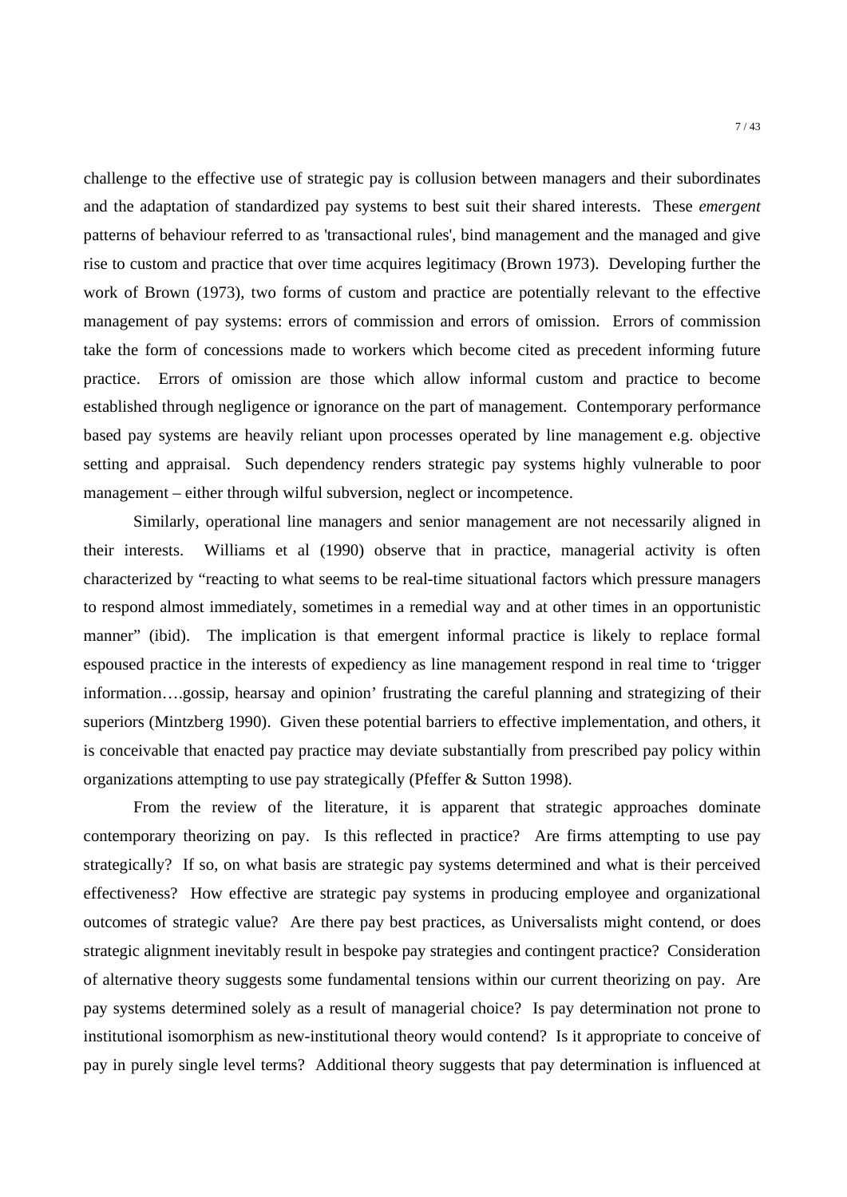challenge to the effective use of strategic pay is collusion between managers and their subordinates and the adaptation of standardized pay systems to best suit their shared interests. These *emergent* patterns of behaviour referred to as 'transactional rules', bind management and the managed and give rise to custom and practice that over time acquires legitimacy (Brown 1973). Developing further the work of Brown (1973), two forms of custom and practice are potentially relevant to the effective management of pay systems: errors of commission and errors of omission. Errors of commission take the form of concessions made to workers which become cited as precedent informing future practice. Errors of omission are those which allow informal custom and practice to become established through negligence or ignorance on the part of management. Contemporary performance based pay systems are heavily reliant upon processes operated by line management e.g. objective setting and appraisal. Such dependency renders strategic pay systems highly vulnerable to poor management – either through wilful subversion, neglect or incompetence.

Similarly, operational line managers and senior management are not necessarily aligned in their interests. Williams et al (1990) observe that in practice, managerial activity is often characterized by "reacting to what seems to be real-time situational factors which pressure managers to respond almost immediately, sometimes in a remedial way and at other times in an opportunistic manner" (ibid). The implication is that emergent informal practice is likely to replace formal espoused practice in the interests of expediency as line management respond in real time to 'trigger information….gossip, hearsay and opinion' frustrating the careful planning and strategizing of their superiors (Mintzberg 1990). Given these potential barriers to effective implementation, and others, it is conceivable that enacted pay practice may deviate substantially from prescribed pay policy within organizations attempting to use pay strategically (Pfeffer & Sutton 1998).

From the review of the literature, it is apparent that strategic approaches dominate contemporary theorizing on pay. Is this reflected in practice? Are firms attempting to use pay strategically? If so, on what basis are strategic pay systems determined and what is their perceived effectiveness? How effective are strategic pay systems in producing employee and organizational outcomes of strategic value? Are there pay best practices, as Universalists might contend, or does strategic alignment inevitably result in bespoke pay strategies and contingent practice? Consideration of alternative theory suggests some fundamental tensions within our current theorizing on pay. Are pay systems determined solely as a result of managerial choice? Is pay determination not prone to institutional isomorphism as new-institutional theory would contend? Is it appropriate to conceive of pay in purely single level terms? Additional theory suggests that pay determination is influenced at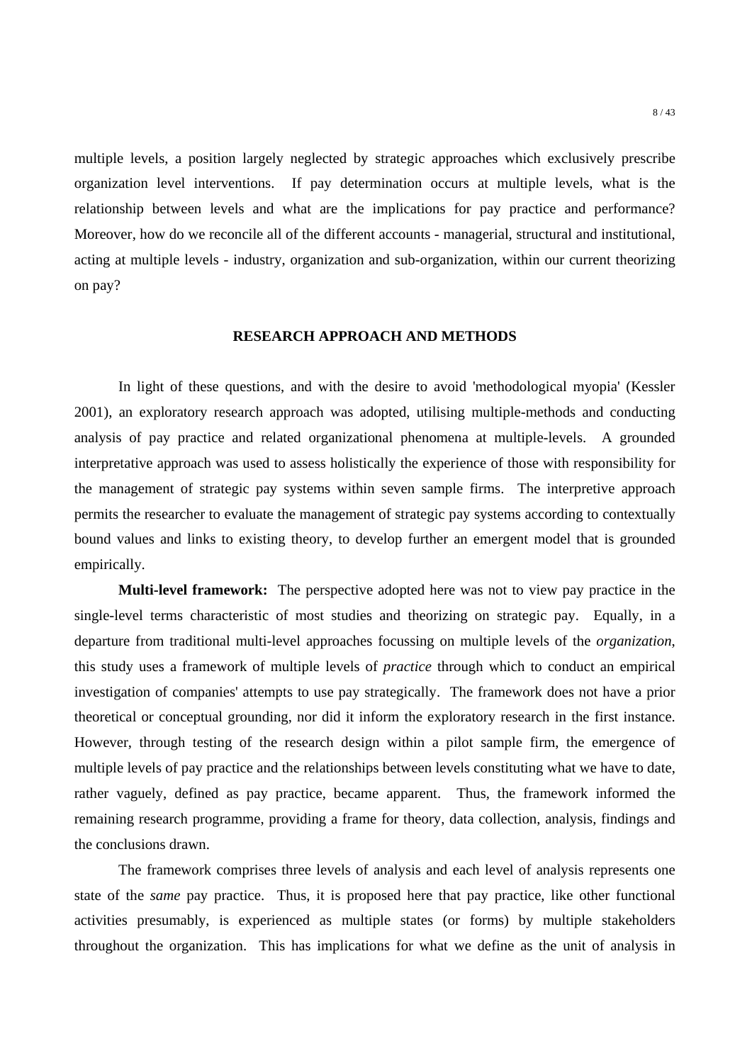multiple levels, a position largely neglected by strategic approaches which exclusively prescribe organization level interventions. If pay determination occurs at multiple levels, what is the relationship between levels and what are the implications for pay practice and performance? Moreover, how do we reconcile all of the different accounts - managerial, structural and institutional, acting at multiple levels - industry, organization and sub-organization, within our current theorizing on pay?

## RESEARCH APPROACH AND METHODS

In light of these questions, and with the desire to avoid 'methodological myopia' (Kessler 2001), an exploratory research approach was adopted, utilising multiple-methods and conducting analysis of pay practice and related organizational phenomena at multiple-levels. A grounded interpretative approach was used to assess holistically the experience of those with responsibility for the management of strategic pay systems within seven sample firms. The interpretive approach permits the researcher to evaluate the management of strategic pay systems according to contextually bound values and links to existing theory, to develop further an emergent model that is grounded empirically.

**Multi-level framework:** The perspective adopted here was not to view pay practice in the single-level terms characteristic of most studies and theorizing on strategic pay. Equally, in a departure from traditional multi-level approaches focussing on multiple levels of the *organization*, this study uses a framework of multiple levels of *practice* through which to conduct an empirical investigation of companies' attempts to use pay strategically. The framework does not have a prior theoretical or conceptual grounding, nor did it inform the exploratory research in the first instance. However, through testing of the research design within a pilot sample firm, the emergence of multiple levels of pay practice and the relationships between levels constituting what we have to date, rather vaguely, defined as pay practice, became apparent. Thus, the framework informed the remaining research programme, providing a frame for theory, data collection, analysis, findings and the conclusions drawn.

The framework comprises three levels of analysis and each level of analysis represents one state of the *same* pay practice. Thus, it is proposed here that pay practice, like other functional activities presumably, is experienced as multiple states (or forms) by multiple stakeholders throughout the organization. This has implications for what we define as the unit of analysis in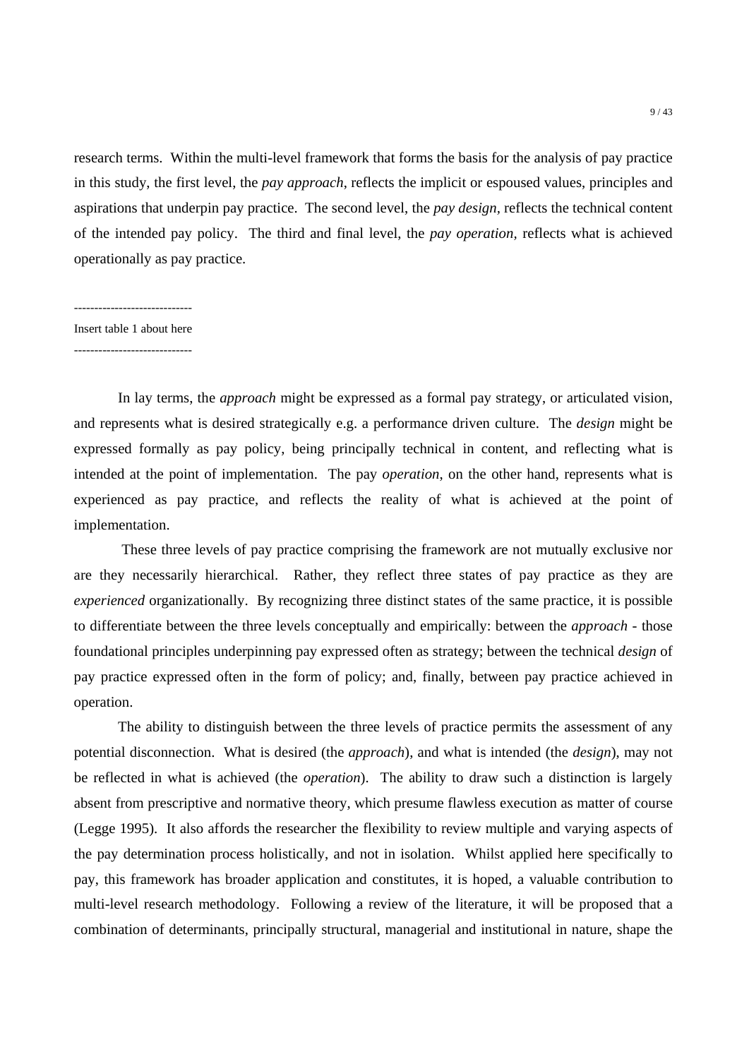research terms. Within the multi-level framework that forms the basis for the analysis of pay practice in this study, the first level, the *pay approach*, reflects the implicit or espoused values, principles and aspirations that underpin pay practice. The second level, the *pay design*, reflects the technical content of the intended pay policy. The third and final level, the *pay operation*, reflects what is achieved operationally as pay practice.

----------------------------

Insert table 1 about here

----------------------------

In lay terms, the *approach* might be expressed as a formal pay strategy, or articulated vision, and represents what is desired strategically e.g. a performance driven culture. The *design* might be expressed formally as pay policy, being principally technical in content, and reflecting what is intended at the point of implementation. The pay *operation*, on the other hand, represents what is experienced as pay practice, and reflects the reality of what is achieved at the point of implementation.

These three levels of pay practice comprising the framework are not mutually exclusive nor are they necessarily hierarchical. Rather, they reflect three states of pay practice as they are *experienced* organizationally. By recognizing three distinct states of the same practice, it is possible to differentiate between the three levels conceptually and empirically: between the *approach* - those foundational principles underpinning pay expressed often as strategy; between the technical *design* of pay practice expressed often in the form of policy; and, finally, between pay practice achieved in operation.

The ability to distinguish between the three levels of practice permits the assessment of any potential disconnection. What is desired (the *approach*), and what is intended (the *design*), may not be reflected in what is achieved (the *operation*). The ability to draw such a distinction is largely absent from prescriptive and normative theory, which presume flawless execution as matter of course (Legge 1995). It also affords the researcher the flexibility to review multiple and varying aspects of the pay determination process holistically, and not in isolation. Whilst applied here specifically to pay, this framework has broader application and constitutes, it is hoped, a valuable contribution to multi-level research methodology. Following a review of the literature, it will be proposed that a combination of determinants, principally structural, managerial and institutional in nature, shape the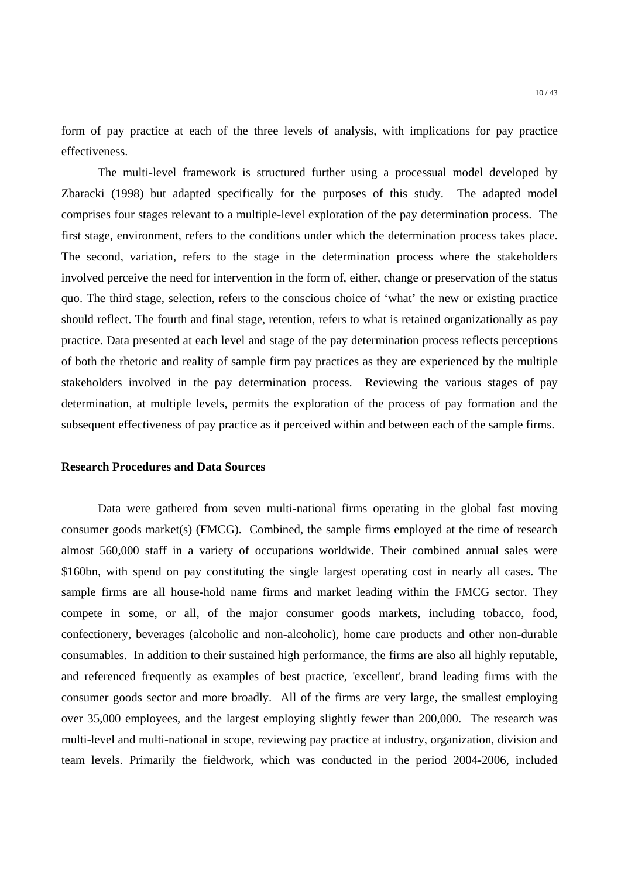form of pay practice at each of the three levels of analysis, with implications for pay practice effectiveness.

The multi-level framework is structured further using a processual model developed by Zbaracki (1998) but adapted specifically for the purposes of this study. The adapted model comprises four stages relevant to a multiple-level exploration of the pay determination process. The first stage, environment, refers to the conditions under which the determination process takes place. The second, variation, refers to the stage in the determination process where the stakeholders involved perceive the need for intervention in the form of, either, change or preservation of the status quo. The third stage, selection, refers to the conscious choice of 'what' the new or existing practice should reflect. The fourth and final stage, retention, refers to what is retained organizationally as pay practice. Data presented at each level and stage of the pay determination process reflects perceptions of both the rhetoric and reality of sample firm pay practices as they are experienced by the multiple stakeholders involved in the pay determination process. Reviewing the various stages of pay determination, at multiple levels, permits the exploration of the process of pay formation and the subsequent effectiveness of pay practice as it perceived within and between each of the sample firms.

**Research Procedures and Data Sources**

Data were gathered from seven multi-national firms operating in the global fast moving consumer goods market(s) (FMCG). Combined, the sample firms employed at the time of research almost 560,000 staff in a variety of occupations worldwide. Their combined annual sales were \$160bn, with spend on pay constituting the single largest operating cost in nearly all cases. The sample firms are all house-hold name firms and market leading within the FMCG sector. They compete in some, or all, of the major consumer goods markets, including tobacco, food, confectionery, beverages (alcoholic and non-alcoholic), home care products and other non-durable consumables. In addition to their sustained high performance, the firms are also all highly reputable, and referenced frequently as examples of best practice, 'excellent', brand leading firms with the consumer goods sector and more broadly. All of the firms are very large, the smallest employing over 35,000 employees, and the largest employing slightly fewer than 200,000. The research was multi-level and multi-national in scope, reviewing pay practice at industry, organization, division and team levels. Primarily the fieldwork, which was conducted in the period 2004-2006, included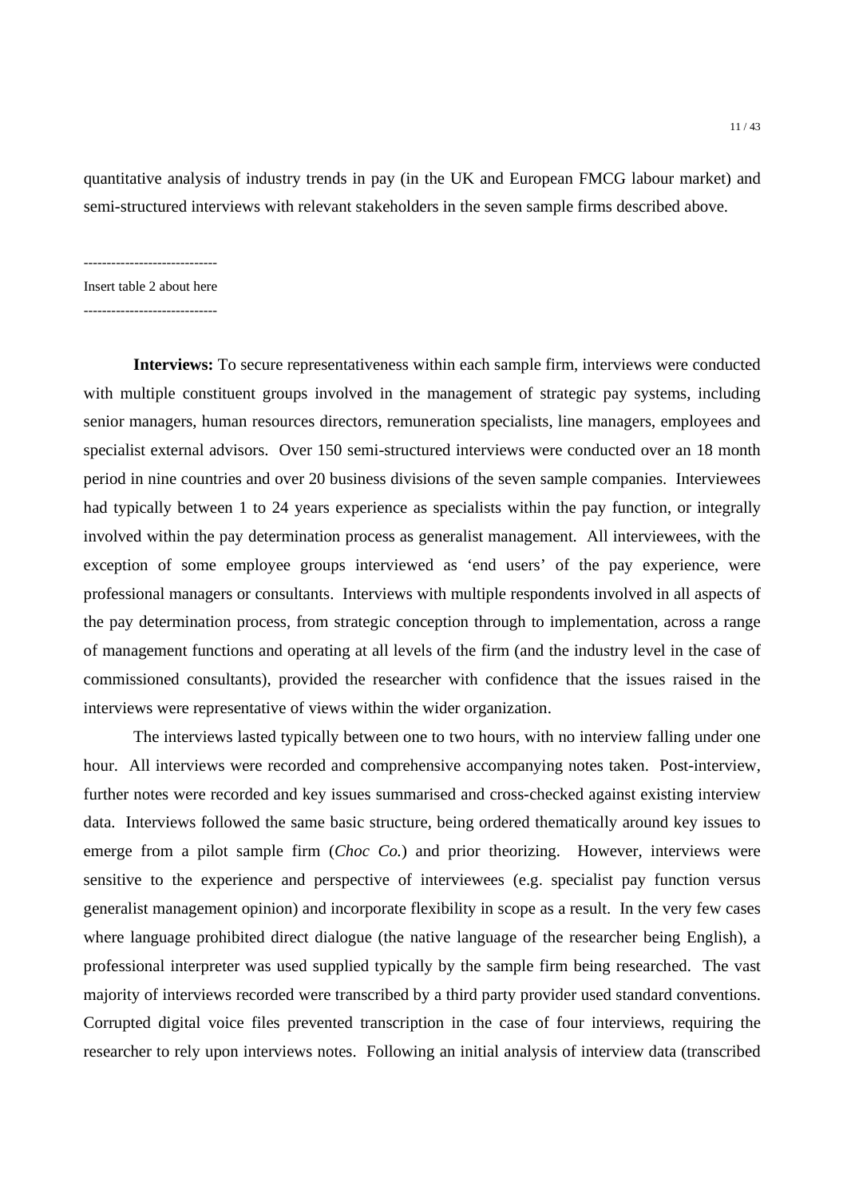quantitative analysis of industry trends in pay (in the UK and European FMCG labour market) and semi-structured interviews with relevant stakeholders in the seven sample firms described above.

----------------------------

Insert table 2 about here

----------------------------

**Interviews:** To secure representativeness within each sample firm, interviews were conducted with multiple constituent groups involved in the management of strategic pay systems, including senior managers, human resources directors, remuneration specialists, line managers, employees and specialist external advisors. Over 150 semi-structured interviews were conducted over an 18 month period in nine countries and over 20 business divisions of the seven sample companies. Interviewees had typically between 1 to 24 years experience as specialists within the pay function, or integrally involved within the pay determination process as generalist management. All interviewees, with the exception of some employee groups interviewed as 'end users' of the pay experience, were professional managers or consultants. Interviews with multiple respondents involved in all aspects of the pay determination process, from strategic conception through to implementation, across a range of management functions and operating at all levels of the firm (and the industry level in the case of commissioned consultants), provided the researcher with confidence that the issues raised in the interviews were representative of views within the wider organization.

The interviews lasted typically between one to two hours, with no interview falling under one hour. All interviews were recorded and comprehensive accompanying notes taken. Post-interview, further notes were recorded and key issues summarised and cross-checked against existing interview data. Interviews followed the same basic structure, being ordered thematically around key issues to emerge from a pilot sample firm (*Choc Co.*) and prior theorizing. However, interviews were sensitive to the experience and perspective of interviewees (e.g. specialist pay function versus generalist management opinion) and incorporate flexibility in scope as a result. In the very few cases where language prohibited direct dialogue (the native language of the researcher being English), a professional interpreter was used supplied typically by the sample firm being researched. The vast majority of interviews recorded were transcribed by a third party provider used standard conventions. Corrupted digital voice files prevented transcription in the case of four interviews, requiring the researcher to rely upon interviews notes. Following an initial analysis of interview data (transcribed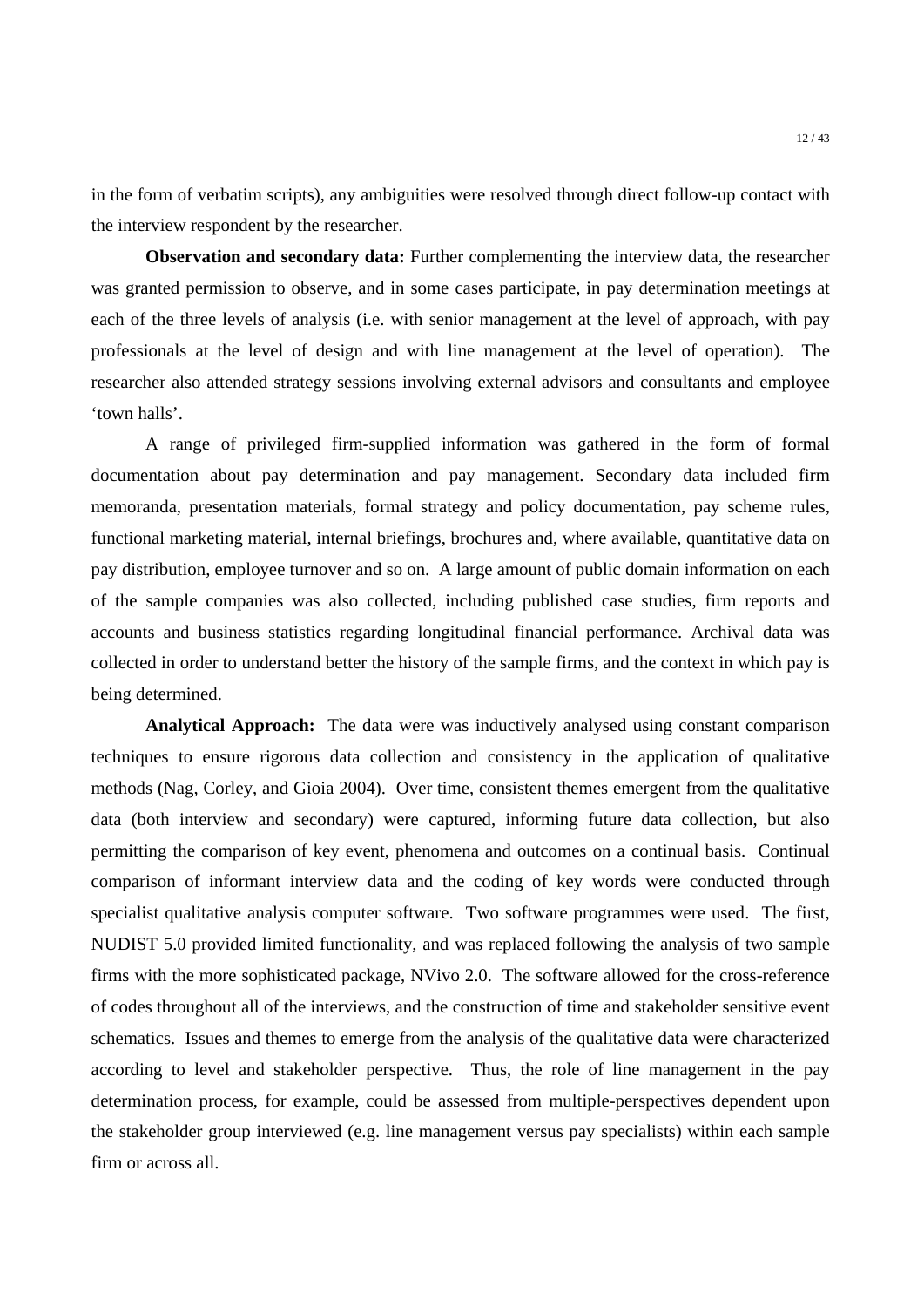in the form of verbatim scripts), any ambiguities were resolved through direct follow-up contact with the interview respondent by the researcher.

**Observation and secondary data:** Further complementing the interview data, the researcher was granted permission to observe, and in some cases participate, in pay determination meetings at each of the three levels of analysis (i.e. with senior management at the level of approach, with pay professionals at the level of design and with line management at the level of operation). The researcher also attended strategy sessions involving external advisors and consultants and employee 'town halls'.

A range of privileged firm-supplied information was gathered in the form of formal documentation about pay determination and pay management. Secondary data included firm memoranda, presentation materials, formal strategy and policy documentation, pay scheme rules, functional marketing material, internal briefings, brochures and, where available, quantitative data on pay distribution, employee turnover and so on. A large amount of public domain information on each of the sample companies was also collected, including published case studies, firm reports and accounts and business statistics regarding longitudinal financial performance. Archival data was collected in order to understand better the history of the sample firms, and the context in which pay is being determined.

**Analytical Approach:** The data were was inductively analysed using constant comparison techniques to ensure rigorous data collection and consistency in the application of qualitative methods (Nag, Corley, and Gioia 2004). Over time, consistent themes emergent from the qualitative data (both interview and secondary) were captured, informing future data collection, but also permitting the comparison of key event, phenomena and outcomes on a continual basis. Continual comparison of informant interview data and the coding of key words were conducted through specialist qualitative analysis computer software. Two software programmes were used. The first, NUDIST 5.0 provided limited functionality, and was replaced following the analysis of two sample firms with the more sophisticated package, NVivo 2.0. The software allowed for the cross-reference of codes throughout all of the interviews, and the construction of time and stakeholder sensitive event schematics. Issues and themes to emerge from the analysis of the qualitative data were characterized according to level and stakeholder perspective. Thus, the role of line management in the pay determination process, for example, could be assessed from multiple-perspectives dependent upon the stakeholder group interviewed (e.g. line management versus pay specialists) within each sample firm or across all.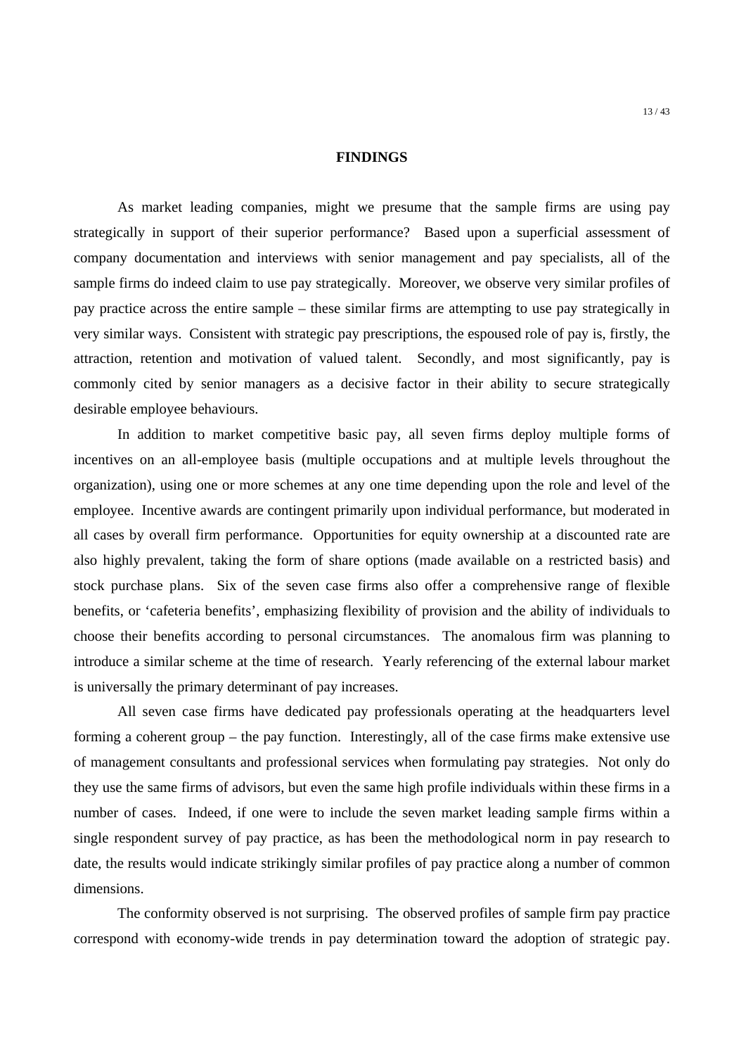## FINDINGS

As market leading companies, might we presume that the sample firms are using pay strategically in support of their superior performance? Based upon a superficial assessment of company documentation and interviews with senior management and pay specialists, all of the sample firms do indeed claim to use pay strategically. Moreover, we observe very similar profiles of pay practice across the entire sample – these similar firms are attempting to use pay strategically in very similar ways. Consistent with strategic pay prescriptions, the espoused role of pay is, firstly, the attraction, retention and motivation of valued talent. Secondly, and most significantly, pay is commonly cited by senior managers as a decisive factor in their ability to secure strategically desirable employee behaviours.

In addition to market competitive basic pay, all seven firms deploy multiple forms of incentives on an all-employee basis (multiple occupations and at multiple levels throughout the organization), using one or more schemes at any one time depending upon the role and level of the employee. Incentive awards are contingent primarily upon individual performance, but moderated in all cases by overall firm performance. Opportunities for equity ownership at a discounted rate are also highly prevalent, taking the form of share options (made available on a restricted basis) and stock purchase plans. Six of the seven case firms also offer a comprehensive range of flexible benefits, or 'cafeteria benefits', emphasizing flexibility of provision and the ability of individuals to choose their benefits according to personal circumstances. The anomalous firm was planning to introduce a similar scheme at the time of research. Yearly referencing of the external labour market is universally the primary determinant of pay increases.

All seven case firms have dedicated pay professionals operating at the headquarters level forming a coherent group – the pay function. Interestingly, all of the case firms make extensive use of management consultants and professional services when formulating pay strategies. Not only do they use the same firms of advisors, but even the same high profile individuals within these firms in a number of cases. Indeed, if one were to include the seven market leading sample firms within a single respondent survey of pay practice, as has been the methodological norm in pay research to date, the results would indicate strikingly similar profiles of pay practice along a number of common dimensions.

The conformity observed is not surprising. The observed profiles of sample firm pay practice correspond with economy-wide trends in pay determination toward the adoption of strategic pay.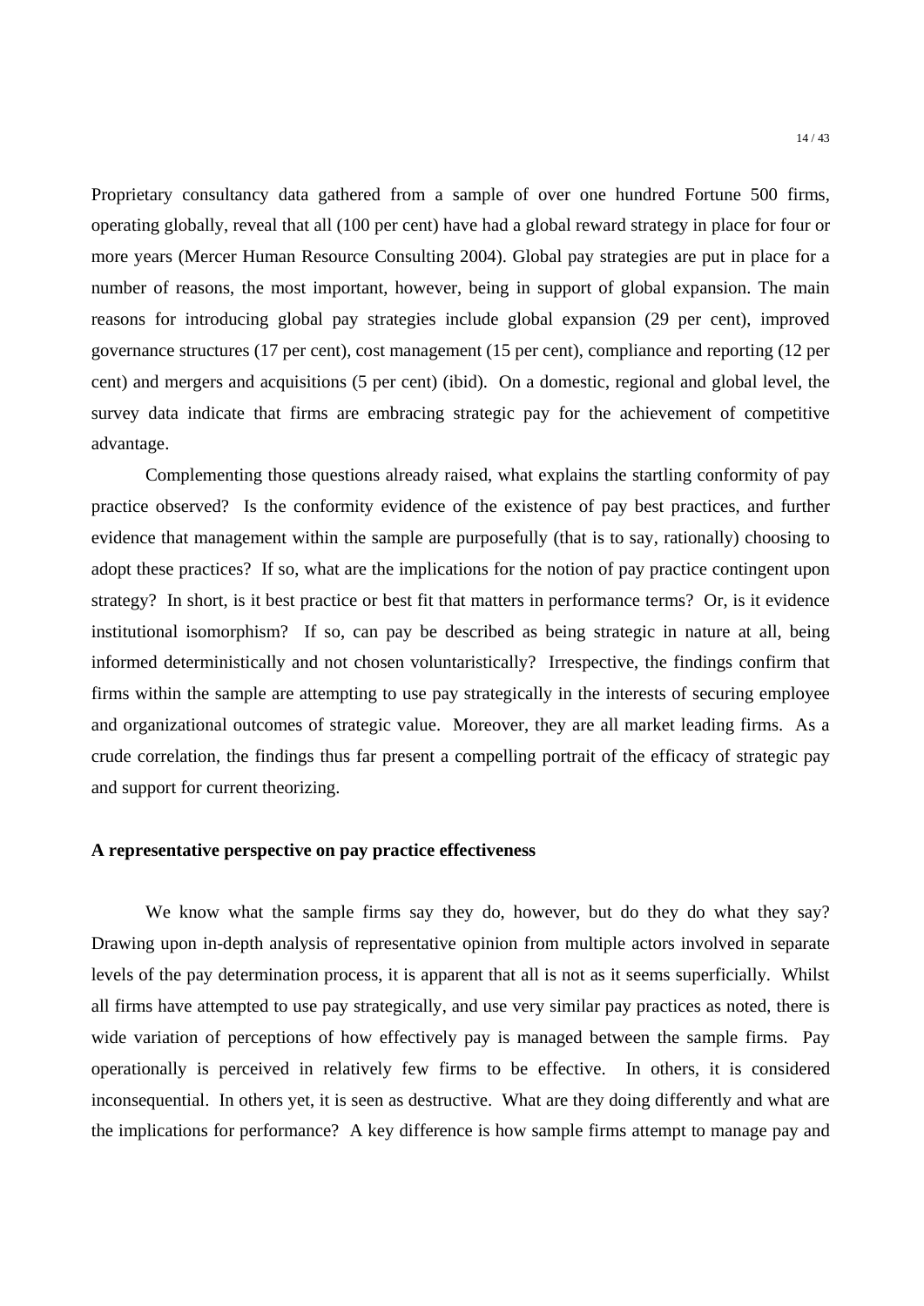Proprietary consultancy data gathered from a sample of over one hundred Fortune 500 firms, operating globally, reveal that all (100 per cent) have had a global reward strategy in place for four or more years (Mercer Human Resource Consulting 2004). Global pay strategies are put in place for a number of reasons, the most important, however, being in support of global expansion. The main reasons for introducing global pay strategies include global expansion (29 per cent), improved governance structures (17 per cent), cost management (15 per cent), compliance and reporting (12 per cent) and mergers and acquisitions (5 per cent) (ibid). On a domestic, regional and global level, the survey data indicate that firms are embracing strategic pay for the achievement of competitive advantage.

Complementing those questions already raised, what explains the startling conformity of pay practice observed? Is the conformity evidence of the existence of pay best practices, and further evidence that management within the sample are purposefully (that is to say, rationally) choosing to adopt these practices? If so, what are the implications for the notion of pay practice contingent upon strategy? In short, is it best practice or best fit that matters in performance terms? Or, is it evidence institutional isomorphism? If so, can pay be described as being strategic in nature at all, being informed deterministically and not chosen voluntaristically? Irrespective, the findings confirm that firms within the sample are attempting to use pay strategically in the interests of securing employee and organizational outcomes of strategic value. Moreover, they are all market leading firms. As a crude correlation, the findings thus far present a compelling portrait of the efficacy of strategic pay and support for current theorizing.

**A representative perspective on pay practice effectiveness**

We know what the sample firms say they do, however, but do they do what they say? Drawing upon in-depth analysis of representative opinion from multiple actors involved in separate levels of the pay determination process, it is apparent that all is not as it seems superficially. Whilst all firms have attempted to use pay strategically, and use very similar pay practices as noted, there is wide variation of perceptions of how effectively pay is managed between the sample firms. Pay operationally is perceived in relatively few firms to be effective. In others, it is considered inconsequential. In others yet, it is seen as destructive. What are they doing differently and what are the implications for performance? A key difference is how sample firms attempt to manage pay and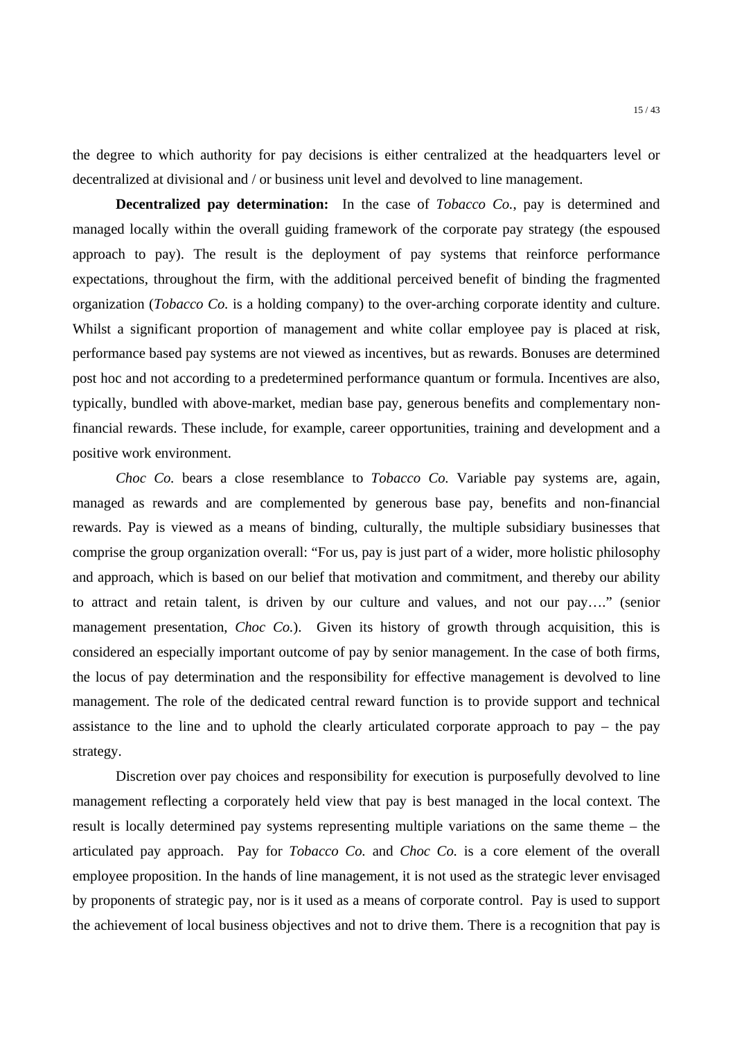the degree to which authority for pay decisions is either centralized at the headquarters level or decentralized at divisional and / or business unit level and devolved to line management.

**Decentralized pay determination:** In the case of *Tobacco Co.*, pay is determined and managed locally within the overall guiding framework of the corporate pay strategy (the espoused approach to pay). The result is the deployment of pay systems that reinforce performance expectations, throughout the firm, with the additional perceived benefit of binding the fragmented organization (*Tobacco Co.* is a holding company) to the over-arching corporate identity and culture. Whilst a significant proportion of management and white collar employee pay is placed at risk, performance based pay systems are not viewed as incentives, but as rewards. Bonuses are determined post hoc and not according to a predetermined performance quantum or formula. Incentives are also, typically, bundled with above-market, median base pay, generous benefits and complementary non-financial rewards. These include, for example, career opportunities, training and development and a positive work environment.

*Choc Co.* bears a close resemblance to *Tobacco Co.* Variable pay systems are, again, managed as rewards and are complemented by generous base pay, benefits and non-financial rewards. Pay is viewed as a means of binding, culturally, the multiple subsidiary businesses that comprise the group organization overall: "For us, pay is just part of a wider, more holistic philosophy and approach, which is based on our belief that motivation and commitment, and thereby our ability to attract and retain talent, is driven by our culture and values, and not our pay…." (senior management presentation, *Choc Co.*). Given its history of growth through acquisition, this is considered an especially important outcome of pay by senior management. In the case of both firms, the locus of pay determination and the responsibility for effective management is devolved to line management. The role of the dedicated central reward function is to provide support and technical assistance to the line and to uphold the clearly articulated corporate approach to pay – the pay strategy.

Discretion over pay choices and responsibility for execution is purposefully devolved to line management reflecting a corporately held view that pay is best managed in the local context. The result is locally determined pay systems representing multiple variations on the same theme – the articulated pay approach. Pay for *Tobacco Co.* and *Choc Co.* is a core element of the overall employee proposition. In the hands of line management, it is not used as the strategic lever envisaged by proponents of strategic pay, nor is it used as a means of corporate control. Pay is used to support the achievement of local business objectives and not to drive them. There is a recognition that pay is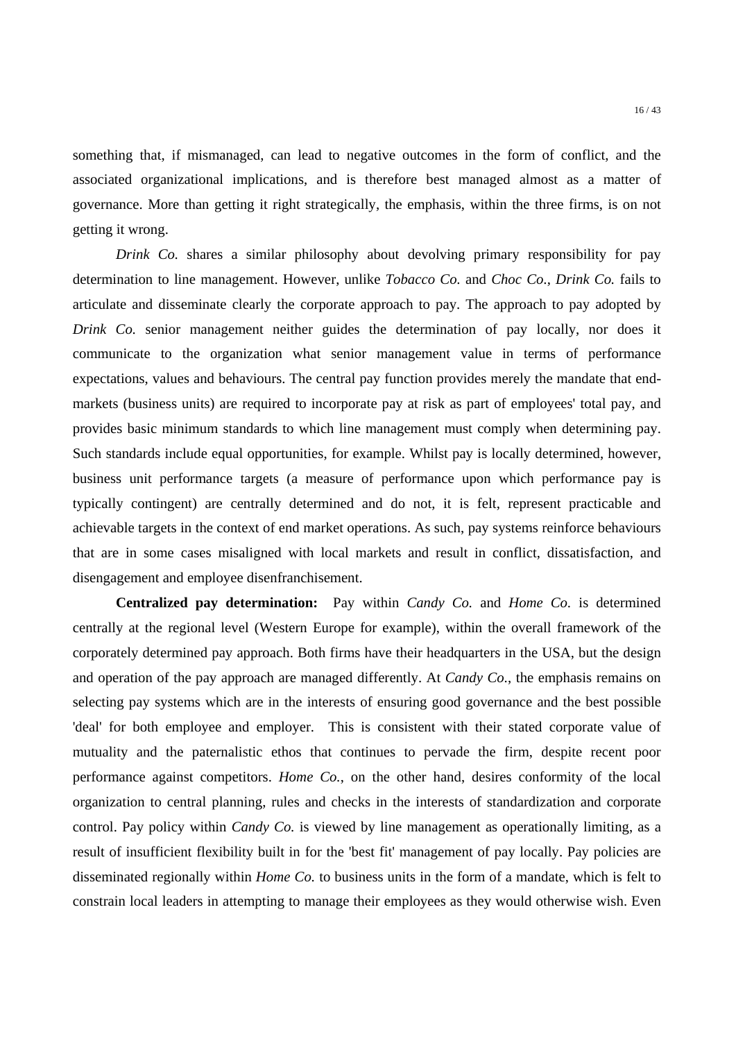something that, if mismanaged, can lead to negative outcomes in the form of conflict, and the associated organizational implications, and is therefore best managed almost as a matter of governance. More than getting it right strategically, the emphasis, within the three firms, is on not getting it wrong.

*Drink Co.* shares a similar philosophy about devolving primary responsibility for pay determination to line management. However, unlike *Tobacco Co.* and *Choc Co.*, *Drink Co.* fails to articulate and disseminate clearly the corporate approach to pay. The approach to pay adopted by *Drink Co.* senior management neither guides the determination of pay locally, nor does it communicate to the organization what senior management value in terms of performance expectations, values and behaviours. The central pay function provides merely the mandate that end-markets (business units) are required to incorporate pay at risk as part of employees' total pay, and provides basic minimum standards to which line management must comply when determining pay. Such standards include equal opportunities, for example. Whilst pay is locally determined, however, business unit performance targets (a measure of performance upon which performance pay is typically contingent) are centrally determined and do not, it is felt, represent practicable and achievable targets in the context of end market operations. As such, pay systems reinforce behaviours that are in some cases misaligned with local markets and result in conflict, dissatisfaction, and disengagement and employee disenfranchisement.

**Centralized pay determination:** Pay within *Candy Co.* and *Home Co.* is determined centrally at the regional level (Western Europe for example), within the overall framework of the corporately determined pay approach. Both firms have their headquarters in the USA, but the design and operation of the pay approach are managed differently. At *Candy Co.*, the emphasis remains on selecting pay systems which are in the interests of ensuring good governance and the best possible 'deal' for both employee and employer. This is consistent with their stated corporate value of mutuality and the paternalistic ethos that continues to pervade the firm, despite recent poor performance against competitors. *Home Co.*, on the other hand, desires conformity of the local organization to central planning, rules and checks in the interests of standardization and corporate control. Pay policy within *Candy Co.* is viewed by line management as operationally limiting, as a result of insufficient flexibility built in for the 'best fit' management of pay locally. Pay policies are disseminated regionally within *Home Co.* to business units in the form of a mandate, which is felt to constrain local leaders in attempting to manage their employees as they would otherwise wish. Even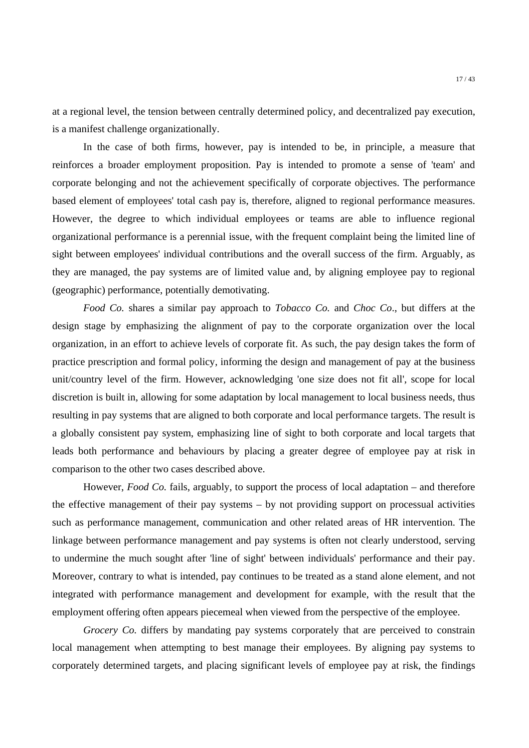at a regional level, the tension between centrally determined policy, and decentralized pay execution, is a manifest challenge organizationally.

In the case of both firms, however, pay is intended to be, in principle, a measure that reinforces a broader employment proposition. Pay is intended to promote a sense of 'team' and corporate belonging and not the achievement specifically of corporate objectives. The performance based element of employees' total cash pay is, therefore, aligned to regional performance measures. However, the degree to which individual employees or teams are able to influence regional organizational performance is a perennial issue, with the frequent complaint being the limited line of sight between employees' individual contributions and the overall success of the firm. Arguably, as they are managed, the pay systems are of limited value and, by aligning employee pay to regional (geographic) performance, potentially demotivating.

*Food Co.* shares a similar pay approach to *Tobacco Co.* and *Choc Co*., but differs at the design stage by emphasizing the alignment of pay to the corporate organization over the local organization, in an effort to achieve levels of corporate fit. As such, the pay design takes the form of practice prescription and formal policy, informing the design and management of pay at the business unit/country level of the firm. However, acknowledging 'one size does not fit all', scope for local discretion is built in, allowing for some adaptation by local management to local business needs, thus resulting in pay systems that are aligned to both corporate and local performance targets. The result is a globally consistent pay system, emphasizing line of sight to both corporate and local targets that leads both performance and behaviours by placing a greater degree of employee pay at risk in comparison to the other two cases described above.

However, *Food Co.* fails, arguably, to support the process of local adaptation – and therefore the effective management of their pay systems – by not providing support on processual activities such as performance management, communication and other related areas of HR intervention. The linkage between performance management and pay systems is often not clearly understood, serving to undermine the much sought after 'line of sight' between individuals' performance and their pay. Moreover, contrary to what is intended, pay continues to be treated as a stand alone element, and not integrated with performance management and development for example, with the result that the employment offering often appears piecemeal when viewed from the perspective of the employee.

*Grocery Co.* differs by mandating pay systems corporately that are perceived to constrain local management when attempting to best manage their employees. By aligning pay systems to corporately determined targets, and placing significant levels of employee pay at risk, the findings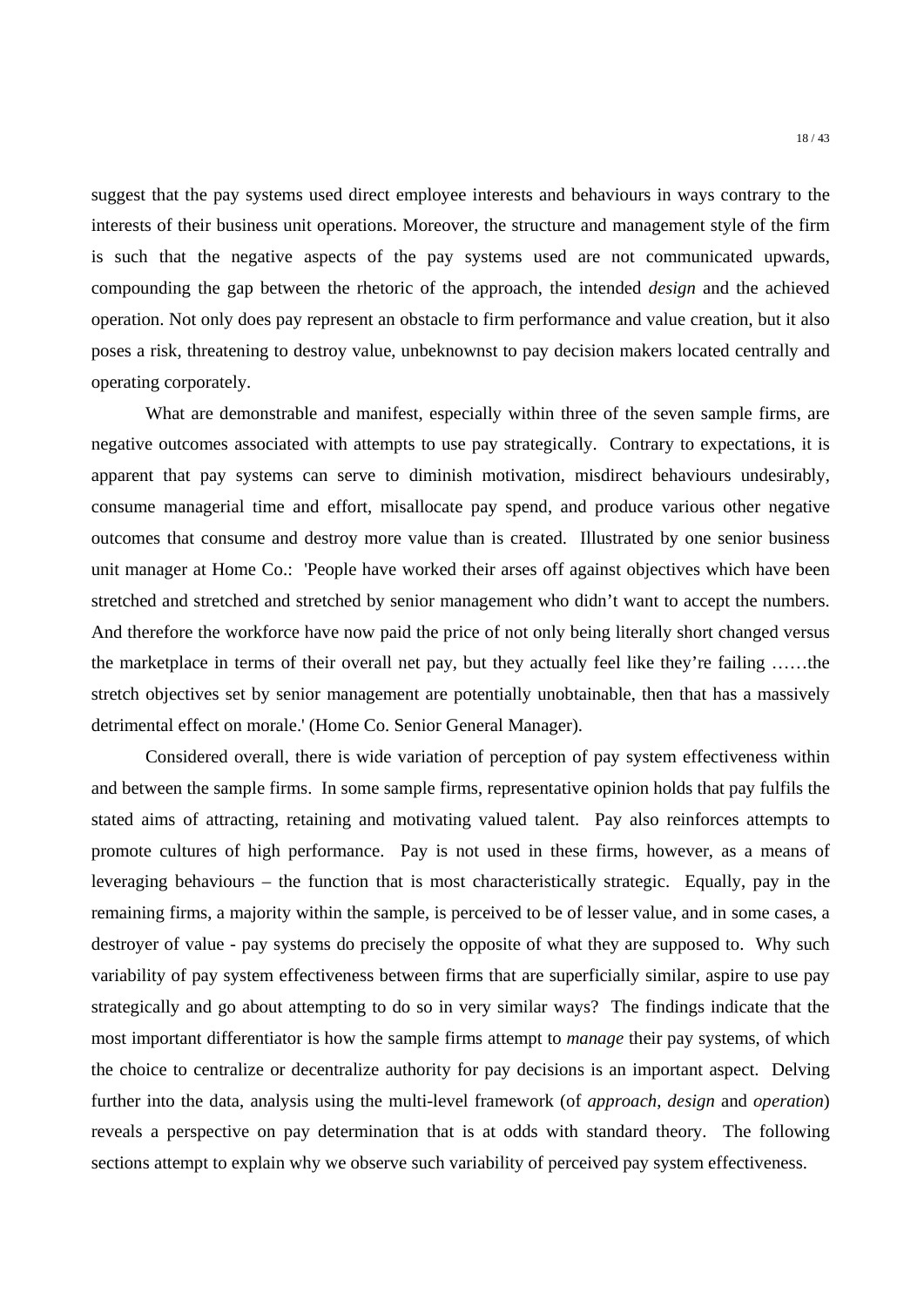suggest that the pay systems used direct employee interests and behaviours in ways contrary to the interests of their business unit operations. Moreover, the structure and management style of the firm is such that the negative aspects of the pay systems used are not communicated upwards, compounding the gap between the rhetoric of the approach, the intended *design* and the achieved operation. Not only does pay represent an obstacle to firm performance and value creation, but it also poses a risk, threatening to destroy value, unbeknownst to pay decision makers located centrally and operating corporately.

What are demonstrable and manifest, especially within three of the seven sample firms, are negative outcomes associated with attempts to use pay strategically. Contrary to expectations, it is apparent that pay systems can serve to diminish motivation, misdirect behaviours undesirably, consume managerial time and effort, misallocate pay spend, and produce various other negative outcomes that consume and destroy more value than is created. Illustrated by one senior business unit manager at Home Co.: 'People have worked their arses off against objectives which have been stretched and stretched and stretched by senior management who didn't want to accept the numbers. And therefore the workforce have now paid the price of not only being literally short changed versus the marketplace in terms of their overall net pay, but they actually feel like they're failing ……the stretch objectives set by senior management are potentially unobtainable, then that has a massively detrimental effect on morale.' (Home Co. Senior General Manager).

Considered overall, there is wide variation of perception of pay system effectiveness within and between the sample firms. In some sample firms, representative opinion holds that pay fulfils the stated aims of attracting, retaining and motivating valued talent. Pay also reinforces attempts to promote cultures of high performance. Pay is not used in these firms, however, as a means of leveraging behaviours – the function that is most characteristically strategic. Equally, pay in the remaining firms, a majority within the sample, is perceived to be of lesser value, and in some cases, a destroyer of value - pay systems do precisely the opposite of what they are supposed to. Why such variability of pay system effectiveness between firms that are superficially similar, aspire to use pay strategically and go about attempting to do so in very similar ways? The findings indicate that the most important differentiator is how the sample firms attempt to *manage* their pay systems, of which the choice to centralize or decentralize authority for pay decisions is an important aspect. Delving further into the data, analysis using the multi-level framework (of *approach*, *design* and *operation*) reveals a perspective on pay determination that is at odds with standard theory. The following sections attempt to explain why we observe such variability of perceived pay system effectiveness.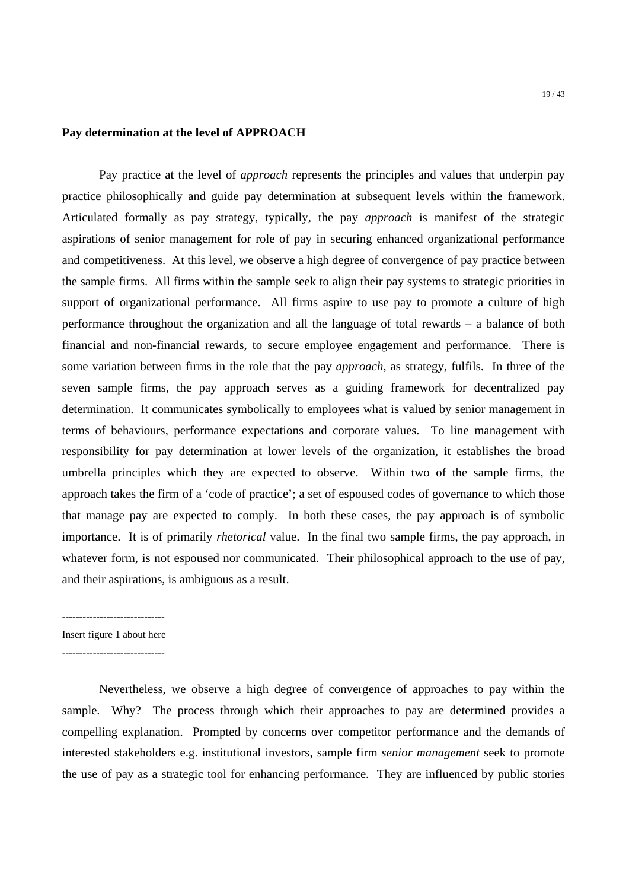**Pay determination at the level of APPROACH**

Pay practice at the level of *approach* represents the principles and values that underpin pay practice philosophically and guide pay determination at subsequent levels within the framework. Articulated formally as pay strategy, typically, the pay *approach* is manifest of the strategic aspirations of senior management for role of pay in securing enhanced organizational performance and competitiveness. At this level, we observe a high degree of convergence of pay practice between the sample firms. All firms within the sample seek to align their pay systems to strategic priorities in support of organizational performance. All firms aspire to use pay to promote a culture of high performance throughout the organization and all the language of total rewards – a balance of both financial and non-financial rewards, to secure employee engagement and performance. There is some variation between firms in the role that the pay *approach*, as strategy, fulfils. In three of the seven sample firms, the pay approach serves as a guiding framework for decentralized pay determination. It communicates symbolically to employees what is valued by senior management in terms of behaviours, performance expectations and corporate values. To line management with responsibility for pay determination at lower levels of the organization, it establishes the broad umbrella principles which they are expected to observe. Within two of the sample firms, the approach takes the firm of a 'code of practice'; a set of espoused codes of governance to which those that manage pay are expected to comply. In both these cases, the pay approach is of symbolic importance. It is of primarily *rhetorical* value. In the final two sample firms, the pay approach, in whatever form, is not espoused nor communicated. Their philosophical approach to the use of pay, and their aspirations, is ambiguous as a result.

------------------------------

Insert figure 1 about here

------------------------------

Nevertheless, we observe a high degree of convergence of approaches to pay within the sample. Why? The process through which their approaches to pay are determined provides a compelling explanation. Prompted by concerns over competitor performance and the demands of interested stakeholders e.g. institutional investors, sample firm *senior management* seek to promote the use of pay as a strategic tool for enhancing performance. They are influenced by public stories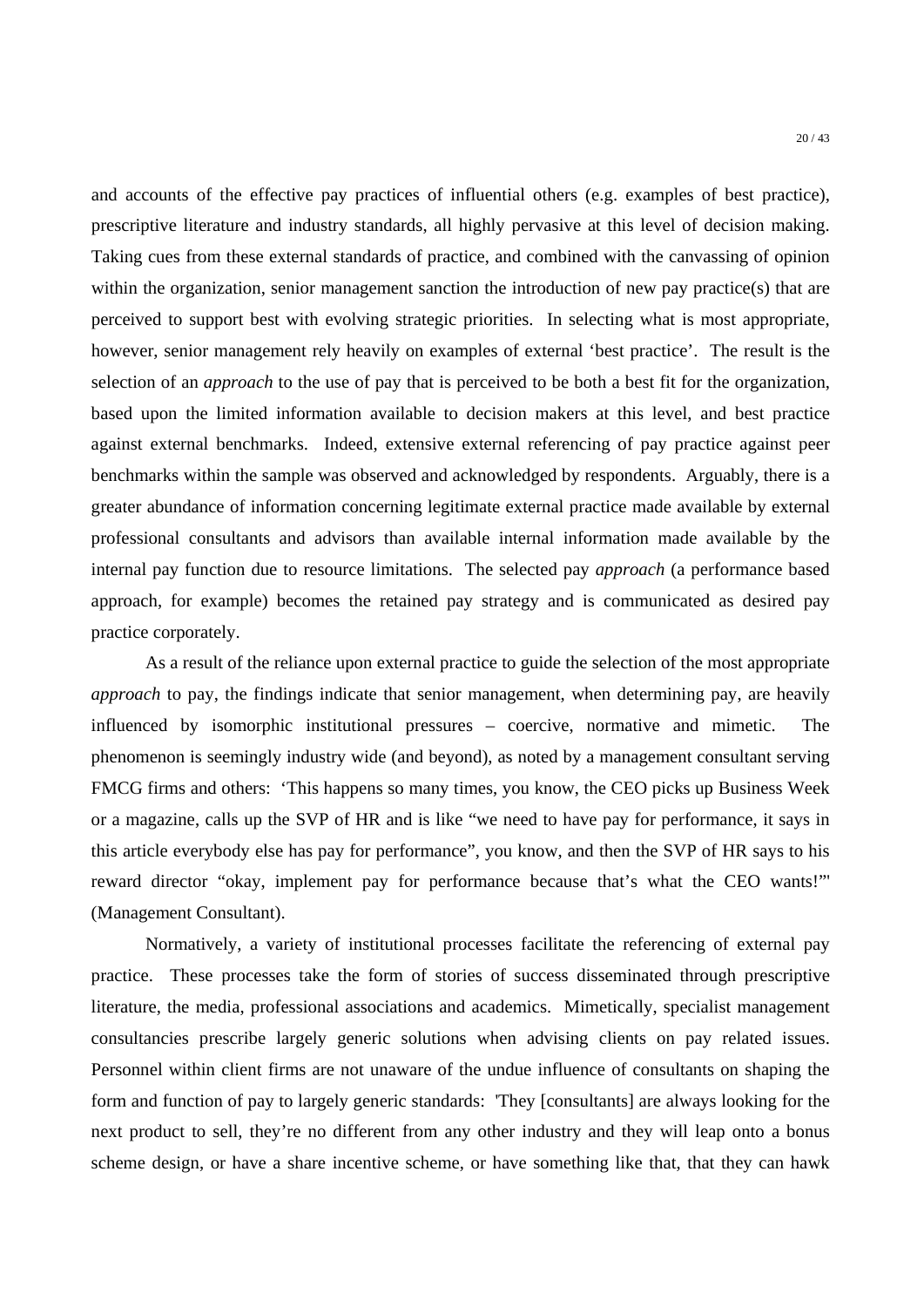and accounts of the effective pay practices of influential others (e.g. examples of best practice), prescriptive literature and industry standards, all highly pervasive at this level of decision making. Taking cues from these external standards of practice, and combined with the canvassing of opinion within the organization, senior management sanction the introduction of new pay practice(s) that are perceived to support best with evolving strategic priorities. In selecting what is most appropriate, however, senior management rely heavily on examples of external 'best practice'. The result is the selection of an *approach* to the use of pay that is perceived to be both a best fit for the organization, based upon the limited information available to decision makers at this level, and best practice against external benchmarks. Indeed, extensive external referencing of pay practice against peer benchmarks within the sample was observed and acknowledged by respondents. Arguably, there is a greater abundance of information concerning legitimate external practice made available by external professional consultants and advisors than available internal information made available by the internal pay function due to resource limitations. The selected pay *approach* (a performance based approach, for example) becomes the retained pay strategy and is communicated as desired pay practice corporately.

As a result of the reliance upon external practice to guide the selection of the most appropriate *approach* to pay, the findings indicate that senior management, when determining pay, are heavily influenced by isomorphic institutional pressures – coercive, normative and mimetic. The phenomenon is seemingly industry wide (and beyond), as noted by a management consultant serving FMCG firms and others: 'This happens so many times, you know, the CEO picks up Business Week or a magazine, calls up the SVP of HR and is like "we need to have pay for performance, it says in this article everybody else has pay for performance", you know, and then the SVP of HR says to his reward director "okay, implement pay for performance because that's what the CEO wants!"' (Management Consultant).

Normatively, a variety of institutional processes facilitate the referencing of external pay practice. These processes take the form of stories of success disseminated through prescriptive literature, the media, professional associations and academics. Mimetically, specialist management consultancies prescribe largely generic solutions when advising clients on pay related issues. Personnel within client firms are not unaware of the undue influence of consultants on shaping the form and function of pay to largely generic standards: 'They [consultants] are always looking for the next product to sell, they're no different from any other industry and they will leap onto a bonus scheme design, or have a share incentive scheme, or have something like that, that they can hawk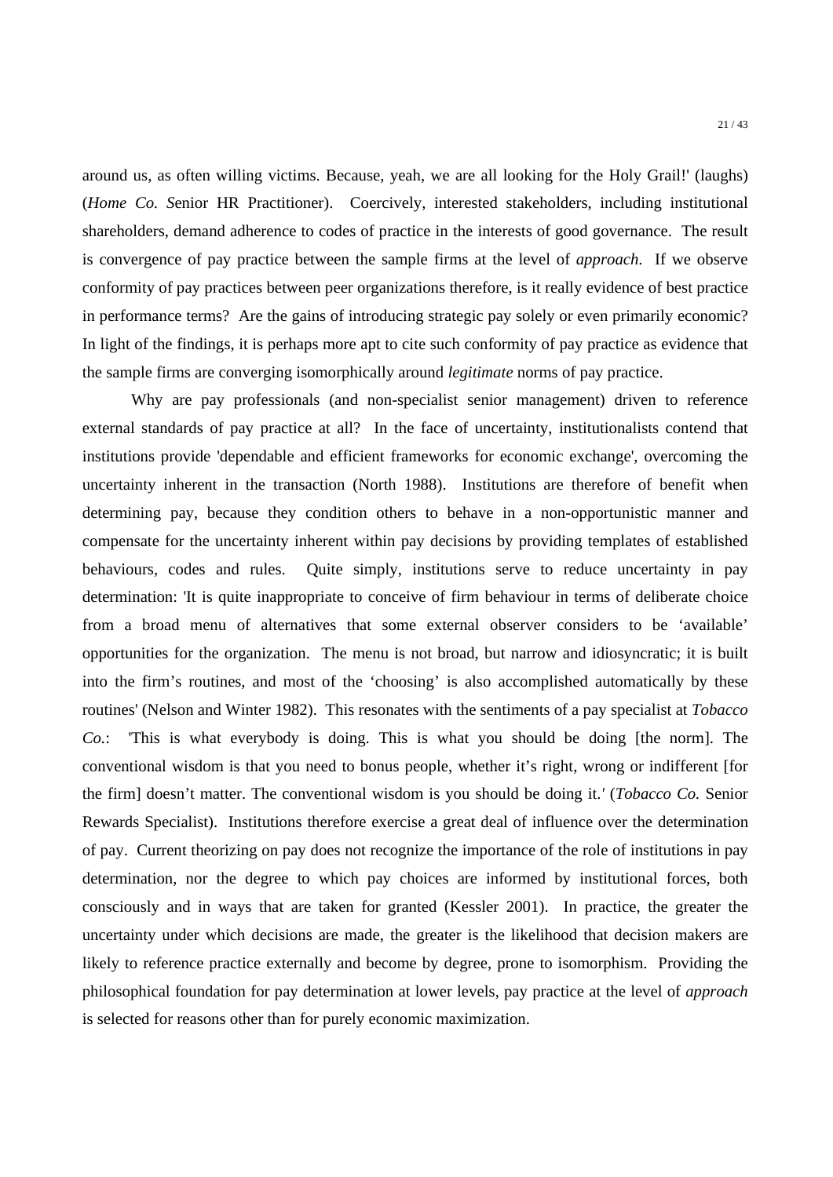around us, as often willing victims. Because, yeah, we are all looking for the Holy Grail!' (laughs) (*Home Co. S*enior HR Practitioner). Coercively, interested stakeholders, including institutional shareholders, demand adherence to codes of practice in the interests of good governance. The result is convergence of pay practice between the sample firms at the level of *approach*. If we observe conformity of pay practices between peer organizations therefore, is it really evidence of best practice in performance terms? Are the gains of introducing strategic pay solely or even primarily economic? In light of the findings, it is perhaps more apt to cite such conformity of pay practice as evidence that the sample firms are converging isomorphically around *legitimate* norms of pay practice.

Why are pay professionals (and non-specialist senior management) driven to reference external standards of pay practice at all? In the face of uncertainty, institutionalists contend that institutions provide 'dependable and efficient frameworks for economic exchange', overcoming the uncertainty inherent in the transaction (North 1988). Institutions are therefore of benefit when determining pay, because they condition others to behave in a non-opportunistic manner and compensate for the uncertainty inherent within pay decisions by providing templates of established behaviours, codes and rules. Quite simply, institutions serve to reduce uncertainty in pay determination: 'It is quite inappropriate to conceive of firm behaviour in terms of deliberate choice from a broad menu of alternatives that some external observer considers to be 'available' opportunities for the organization. The menu is not broad, but narrow and idiosyncratic; it is built into the firm's routines, and most of the 'choosing' is also accomplished automatically by these routines' (Nelson and Winter 1982). This resonates with the sentiments of a pay specialist at *Tobacco Co.*: 'This is what everybody is doing. This is what you should be doing [the norm]. The conventional wisdom is that you need to bonus people, whether it's right, wrong or indifferent [for the firm] doesn't matter. The conventional wisdom is you should be doing it.' (*Tobacco Co.* Senior Rewards Specialist). Institutions therefore exercise a great deal of influence over the determination of pay. Current theorizing on pay does not recognize the importance of the role of institutions in pay determination, nor the degree to which pay choices are informed by institutional forces, both consciously and in ways that are taken for granted (Kessler 2001). In practice, the greater the uncertainty under which decisions are made, the greater is the likelihood that decision makers are likely to reference practice externally and become by degree, prone to isomorphism. Providing the philosophical foundation for pay determination at lower levels, pay practice at the level of *approach* is selected for reasons other than for purely economic maximization.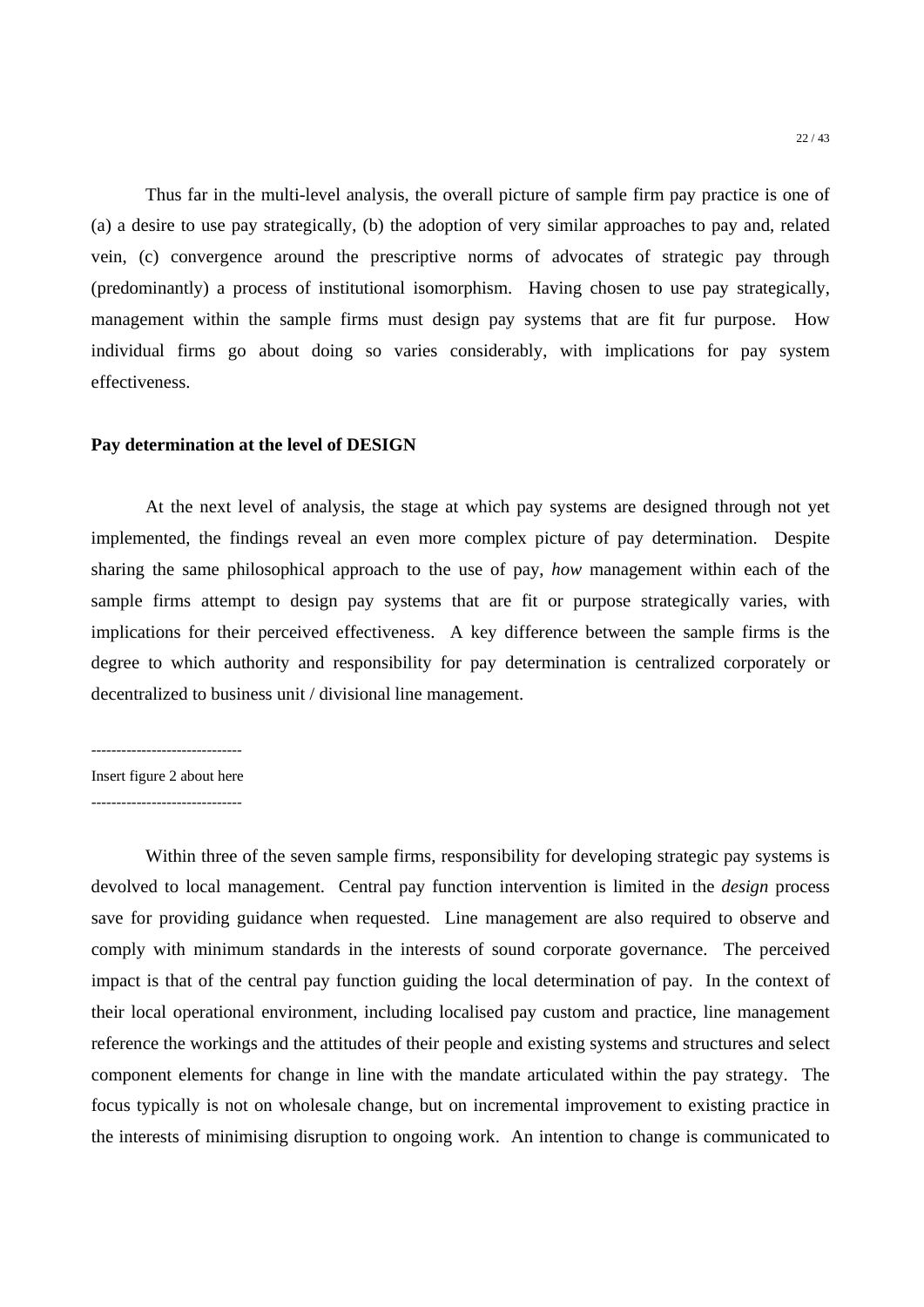Thus far in the multi-level analysis, the overall picture of sample firm pay practice is one of (a) a desire to use pay strategically, (b) the adoption of very similar approaches to pay and, related vein, (c) convergence around the prescriptive norms of advocates of strategic pay through (predominantly) a process of institutional isomorphism. Having chosen to use pay strategically, management within the sample firms must design pay systems that are fit fur purpose. How individual firms go about doing so varies considerably, with implications for pay system effectiveness.

**Pay determination at the level of DESIGN**

At the next level of analysis, the stage at which pay systems are designed through not yet implemented, the findings reveal an even more complex picture of pay determination. Despite sharing the same philosophical approach to the use of pay, *how* management within each of the sample firms attempt to design pay systems that are fit or purpose strategically varies, with implications for their perceived effectiveness. A key difference between the sample firms is the degree to which authority and responsibility for pay determination is centralized corporately or decentralized to business unit / divisional line management.

------------------------------

Insert figure 2 about here

------------------------------

Within three of the seven sample firms, responsibility for developing strategic pay systems is devolved to local management. Central pay function intervention is limited in the *design* process save for providing guidance when requested. Line management are also required to observe and comply with minimum standards in the interests of sound corporate governance. The perceived impact is that of the central pay function guiding the local determination of pay. In the context of their local operational environment, including localised pay custom and practice, line management reference the workings and the attitudes of their people and existing systems and structures and select component elements for change in line with the mandate articulated within the pay strategy. The focus typically is not on wholesale change, but on incremental improvement to existing practice in the interests of minimising disruption to ongoing work. An intention to change is communicated to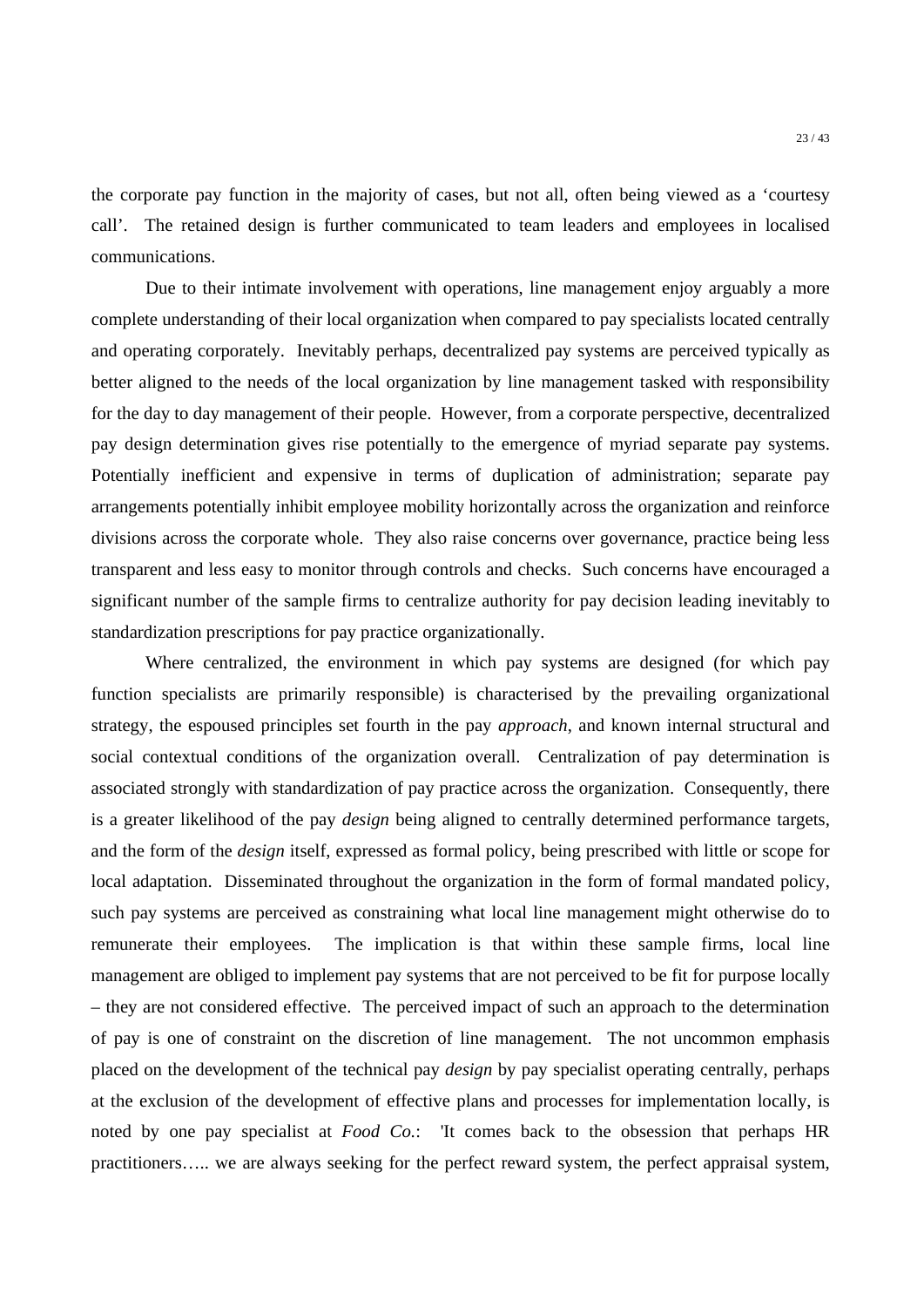the corporate pay function in the majority of cases, but not all, often being viewed as a 'courtesy call'. The retained design is further communicated to team leaders and employees in localised communications.

Due to their intimate involvement with operations, line management enjoy arguably a more complete understanding of their local organization when compared to pay specialists located centrally and operating corporately. Inevitably perhaps, decentralized pay systems are perceived typically as better aligned to the needs of the local organization by line management tasked with responsibility for the day to day management of their people. However, from a corporate perspective, decentralized pay design determination gives rise potentially to the emergence of myriad separate pay systems. Potentially inefficient and expensive in terms of duplication of administration; separate pay arrangements potentially inhibit employee mobility horizontally across the organization and reinforce divisions across the corporate whole. They also raise concerns over governance, practice being less transparent and less easy to monitor through controls and checks. Such concerns have encouraged a significant number of the sample firms to centralize authority for pay decision leading inevitably to standardization prescriptions for pay practice organizationally.

Where centralized, the environment in which pay systems are designed (for which pay function specialists are primarily responsible) is characterised by the prevailing organizational strategy, the espoused principles set fourth in the pay *approach*, and known internal structural and social contextual conditions of the organization overall. Centralization of pay determination is associated strongly with standardization of pay practice across the organization. Consequently, there is a greater likelihood of the pay *design* being aligned to centrally determined performance targets, and the form of the *design* itself, expressed as formal policy, being prescribed with little or scope for local adaptation. Disseminated throughout the organization in the form of formal mandated policy, such pay systems are perceived as constraining what local line management might otherwise do to remunerate their employees. The implication is that within these sample firms, local line management are obliged to implement pay systems that are not perceived to be fit for purpose locally – they are not considered effective. The perceived impact of such an approach to the determination of pay is one of constraint on the discretion of line management. The not uncommon emphasis placed on the development of the technical pay *design* by pay specialist operating centrally, perhaps at the exclusion of the development of effective plans and processes for implementation locally, is noted by one pay specialist at *Food Co.*: 'It comes back to the obsession that perhaps HR practitioners….. we are always seeking for the perfect reward system, the perfect appraisal system,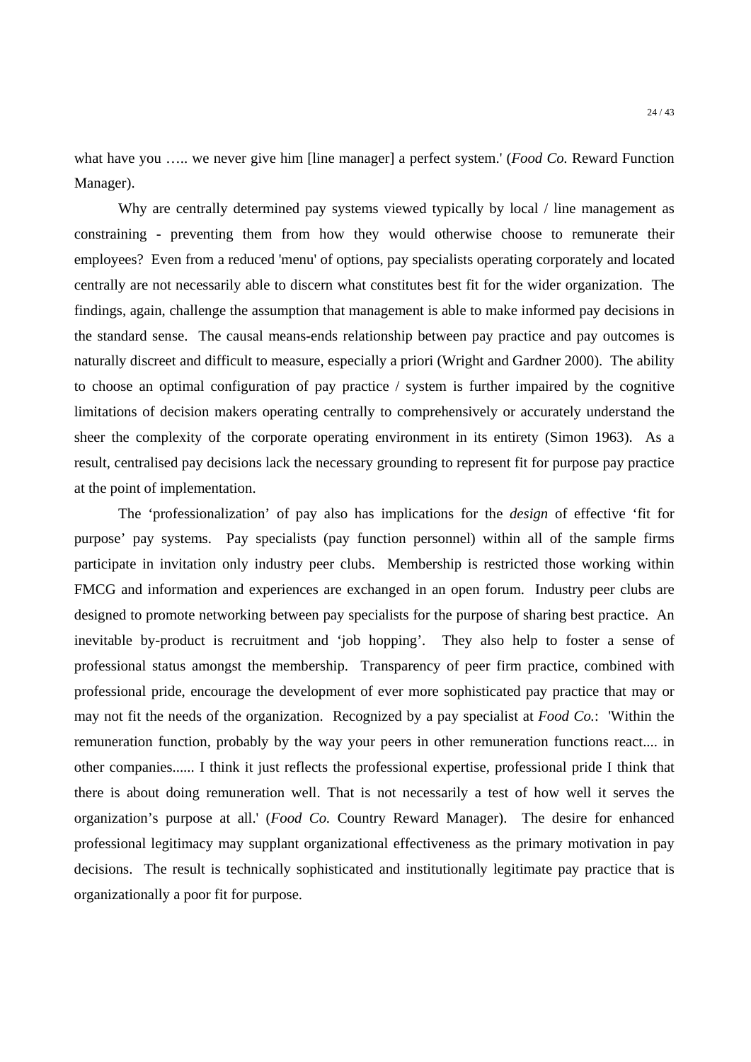what have you ….. we never give him [line manager] a perfect system.' (*Food Co.* Reward Function Manager).

Why are centrally determined pay systems viewed typically by local / line management as constraining - preventing them from how they would otherwise choose to remunerate their employees? Even from a reduced 'menu' of options, pay specialists operating corporately and located centrally are not necessarily able to discern what constitutes best fit for the wider organization. The findings, again, challenge the assumption that management is able to make informed pay decisions in the standard sense. The causal means-ends relationship between pay practice and pay outcomes is naturally discreet and difficult to measure, especially a priori (Wright and Gardner 2000). The ability to choose an optimal configuration of pay practice / system is further impaired by the cognitive limitations of decision makers operating centrally to comprehensively or accurately understand the sheer the complexity of the corporate operating environment in its entirety (Simon 1963). As a result, centralised pay decisions lack the necessary grounding to represent fit for purpose pay practice at the point of implementation.

The 'professionalization' of pay also has implications for the *design* of effective 'fit for purpose' pay systems. Pay specialists (pay function personnel) within all of the sample firms participate in invitation only industry peer clubs. Membership is restricted those working within FMCG and information and experiences are exchanged in an open forum. Industry peer clubs are designed to promote networking between pay specialists for the purpose of sharing best practice. An inevitable by-product is recruitment and 'job hopping'. They also help to foster a sense of professional status amongst the membership. Transparency of peer firm practice, combined with professional pride, encourage the development of ever more sophisticated pay practice that may or may not fit the needs of the organization. Recognized by a pay specialist at *Food Co.*: 'Within the remuneration function, probably by the way your peers in other remuneration functions react.... in other companies...... I think it just reflects the professional expertise, professional pride I think that there is about doing remuneration well. That is not necessarily a test of how well it serves the organization's purpose at all.' (*Food Co.* Country Reward Manager). The desire for enhanced professional legitimacy may supplant organizational effectiveness as the primary motivation in pay decisions. The result is technically sophisticated and institutionally legitimate pay practice that is organizationally a poor fit for purpose.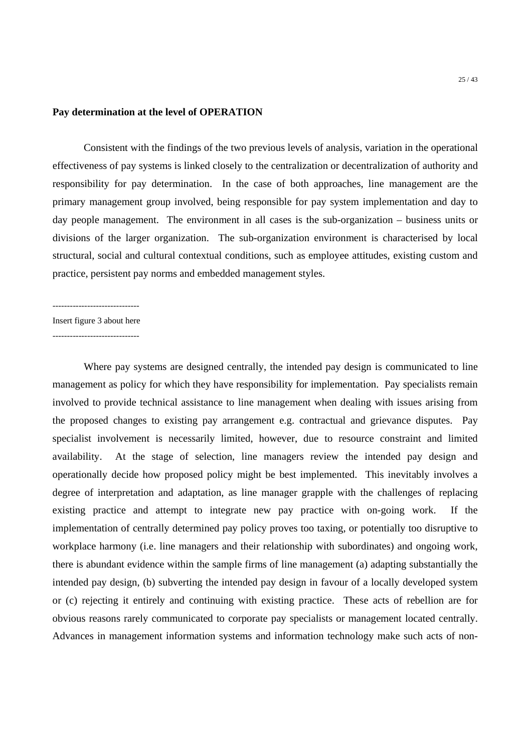**Pay determination at the level of OPERATION**

Consistent with the findings of the two previous levels of analysis, variation in the operational effectiveness of pay systems is linked closely to the centralization or decentralization of authority and responsibility for pay determination. In the case of both approaches, line management are the primary management group involved, being responsible for pay system implementation and day to day people management. The environment in all cases is the sub-organization – business units or divisions of the larger organization. The sub-organization environment is characterised by local structural, social and cultural contextual conditions, such as employee attitudes, existing custom and practice, persistent pay norms and embedded management styles.

------------------------------

Insert figure 3 about here

------------------------------

Where pay systems are designed centrally, the intended pay design is communicated to line management as policy for which they have responsibility for implementation. Pay specialists remain involved to provide technical assistance to line management when dealing with issues arising from the proposed changes to existing pay arrangement e.g. contractual and grievance disputes. Pay specialist involvement is necessarily limited, however, due to resource constraint and limited availability. At the stage of selection, line managers review the intended pay design and operationally decide how proposed policy might be best implemented. This inevitably involves a degree of interpretation and adaptation, as line manager grapple with the challenges of replacing existing practice and attempt to integrate new pay practice with on-going work. If the implementation of centrally determined pay policy proves too taxing, or potentially too disruptive to workplace harmony (i.e. line managers and their relationship with subordinates) and ongoing work, there is abundant evidence within the sample firms of line management (a) adapting substantially the intended pay design, (b) subverting the intended pay design in favour of a locally developed system or (c) rejecting it entirely and continuing with existing practice. These acts of rebellion are for obvious reasons rarely communicated to corporate pay specialists or management located centrally. Advances in management information systems and information technology make such acts of non-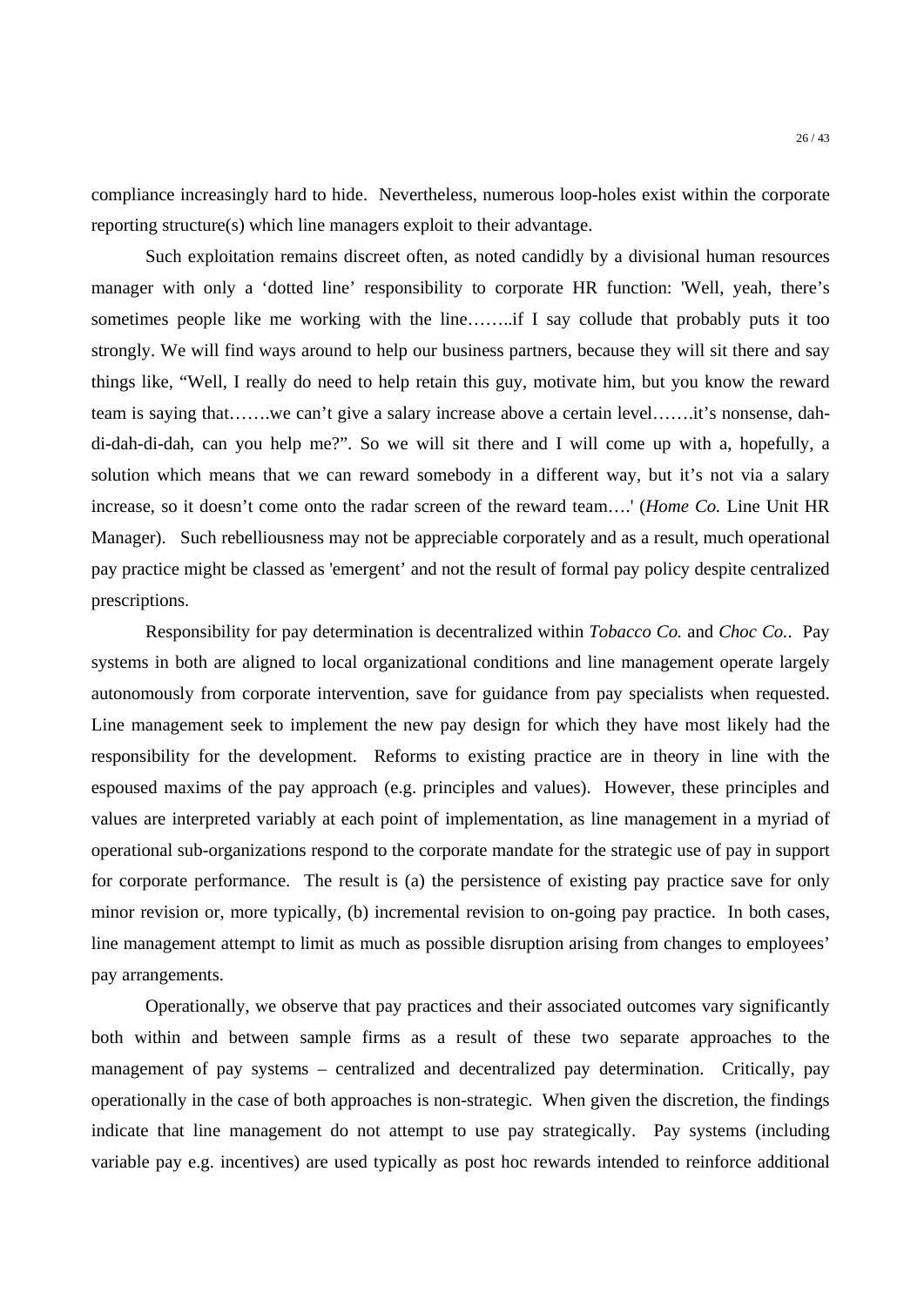compliance increasingly hard to hide. Nevertheless, numerous loop-holes exist within the corporate reporting structure(s) which line managers exploit to their advantage.

Such exploitation remains discreet often, as noted candidly by a divisional human resources manager with only a 'dotted line' responsibility to corporate HR function: 'Well, yeah, there's sometimes people like me working with the line……..if I say collude that probably puts it too strongly. We will find ways around to help our business partners, because they will sit there and say things like, "Well, I really do need to help retain this guy, motivate him, but you know the reward team is saying that…….we can't give a salary increase above a certain level…….it's nonsense, dah-di-dah-di-dah, can you help me?". So we will sit there and I will come up with a, hopefully, a solution which means that we can reward somebody in a different way, but it's not via a salary increase, so it doesn't come onto the radar screen of the reward team….' (*Home Co.* Line Unit HR Manager). Such rebelliousness may not be appreciable corporately and as a result, much operational pay practice might be classed as 'emergent' and not the result of formal pay policy despite centralized prescriptions.

Responsibility for pay determination is decentralized within *Tobacco Co.* and *Choc Co.*. Pay systems in both are aligned to local organizational conditions and line management operate largely autonomously from corporate intervention, save for guidance from pay specialists when requested. Line management seek to implement the new pay design for which they have most likely had the responsibility for the development. Reforms to existing practice are in theory in line with the espoused maxims of the pay approach (e.g. principles and values). However, these principles and values are interpreted variably at each point of implementation, as line management in a myriad of operational sub-organizations respond to the corporate mandate for the strategic use of pay in support for corporate performance. The result is (a) the persistence of existing pay practice save for only minor revision or, more typically, (b) incremental revision to on-going pay practice. In both cases, line management attempt to limit as much as possible disruption arising from changes to employees' pay arrangements.

Operationally, we observe that pay practices and their associated outcomes vary significantly both within and between sample firms as a result of these two separate approaches to the management of pay systems – centralized and decentralized pay determination. Critically, pay operationally in the case of both approaches is non-strategic. When given the discretion, the findings indicate that line management do not attempt to use pay strategically. Pay systems (including variable pay e.g. incentives) are used typically as post hoc rewards intended to reinforce additional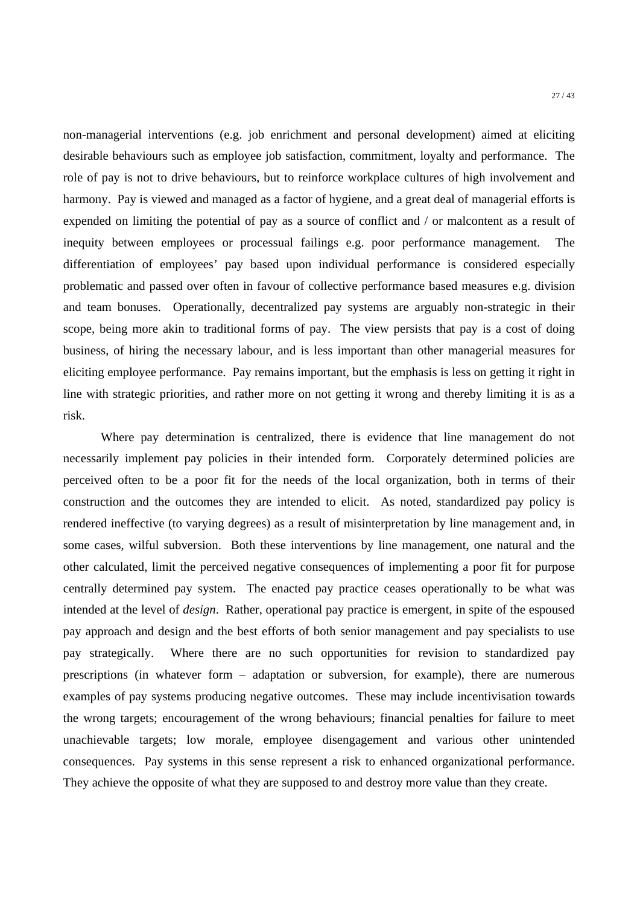non-managerial interventions (e.g. job enrichment and personal development) aimed at eliciting desirable behaviours such as employee job satisfaction, commitment, loyalty and performance. The role of pay is not to drive behaviours, but to reinforce workplace cultures of high involvement and harmony. Pay is viewed and managed as a factor of hygiene, and a great deal of managerial efforts is expended on limiting the potential of pay as a source of conflict and / or malcontent as a result of inequity between employees or processual failings e.g. poor performance management. The differentiation of employees' pay based upon individual performance is considered especially problematic and passed over often in favour of collective performance based measures e.g. division and team bonuses. Operationally, decentralized pay systems are arguably non-strategic in their scope, being more akin to traditional forms of pay. The view persists that pay is a cost of doing business, of hiring the necessary labour, and is less important than other managerial measures for eliciting employee performance. Pay remains important, but the emphasis is less on getting it right in line with strategic priorities, and rather more on not getting it wrong and thereby limiting it is as a risk.

Where pay determination is centralized, there is evidence that line management do not necessarily implement pay policies in their intended form. Corporately determined policies are perceived often to be a poor fit for the needs of the local organization, both in terms of their construction and the outcomes they are intended to elicit. As noted, standardized pay policy is rendered ineffective (to varying degrees) as a result of misinterpretation by line management and, in some cases, wilful subversion. Both these interventions by line management, one natural and the other calculated, limit the perceived negative consequences of implementing a poor fit for purpose centrally determined pay system. The enacted pay practice ceases operationally to be what was intended at the level of *design*. Rather, operational pay practice is emergent, in spite of the espoused pay approach and design and the best efforts of both senior management and pay specialists to use pay strategically. Where there are no such opportunities for revision to standardized pay prescriptions (in whatever form – adaptation or subversion, for example), there are numerous examples of pay systems producing negative outcomes. These may include incentivisation towards the wrong targets; encouragement of the wrong behaviours; financial penalties for failure to meet unachievable targets; low morale, employee disengagement and various other unintended consequences. Pay systems in this sense represent a risk to enhanced organizational performance. They achieve the opposite of what they are supposed to and destroy more value than they create.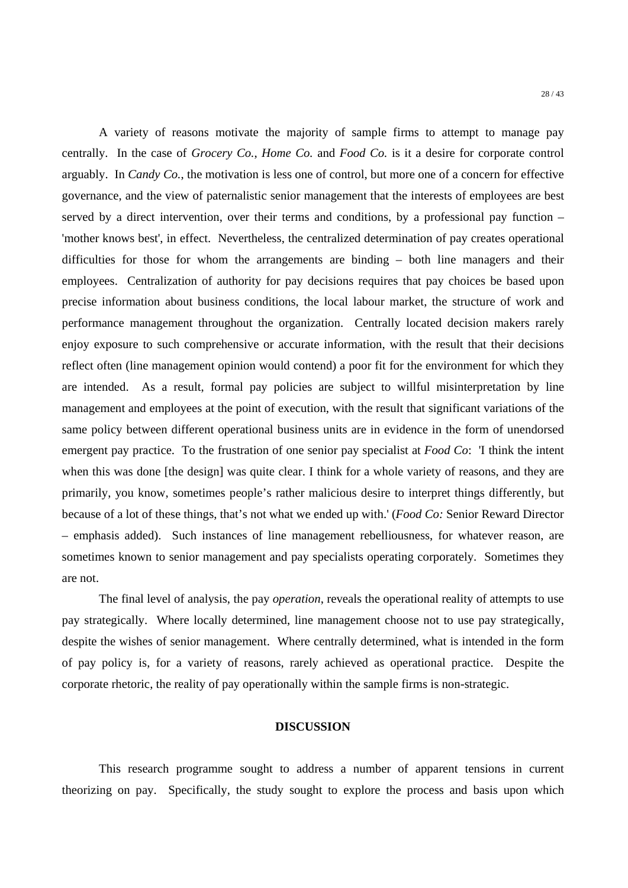A variety of reasons motivate the majority of sample firms to attempt to manage pay centrally. In the case of *Grocery Co.*, *Home Co.* and *Food Co.* is it a desire for corporate control arguably. In *Candy Co.*, the motivation is less one of control, but more one of a concern for effective governance, and the view of paternalistic senior management that the interests of employees are best served by a direct intervention, over their terms and conditions, by a professional pay function – 'mother knows best', in effect. Nevertheless, the centralized determination of pay creates operational difficulties for those for whom the arrangements are binding – both line managers and their employees. Centralization of authority for pay decisions requires that pay choices be based upon precise information about business conditions, the local labour market, the structure of work and performance management throughout the organization. Centrally located decision makers rarely enjoy exposure to such comprehensive or accurate information, with the result that their decisions reflect often (line management opinion would contend) a poor fit for the environment for which they are intended. As a result, formal pay policies are subject to willful misinterpretation by line management and employees at the point of execution, with the result that significant variations of the same policy between different operational business units are in evidence in the form of unendorsed emergent pay practice. To the frustration of one senior pay specialist at *Food Co*: 'I think the intent when this was done [the design] was quite clear. I think for a whole variety of reasons, and they are primarily, you know, sometimes people's rather malicious desire to interpret things differently, but because of a lot of these things, that's not what we ended up with.' (*Food Co:* Senior Reward Director – emphasis added). Such instances of line management rebelliousness, for whatever reason, are sometimes known to senior management and pay specialists operating corporately. Sometimes they are not.

The final level of analysis, the pay *operation*, reveals the operational reality of attempts to use pay strategically. Where locally determined, line management choose not to use pay strategically, despite the wishes of senior management. Where centrally determined, what is intended in the form of pay policy is, for a variety of reasons, rarely achieved as operational practice. Despite the corporate rhetoric, the reality of pay operationally within the sample firms is non-strategic.

## DISCUSSION

This research programme sought to address a number of apparent tensions in current theorizing on pay. Specifically, the study sought to explore the process and basis upon which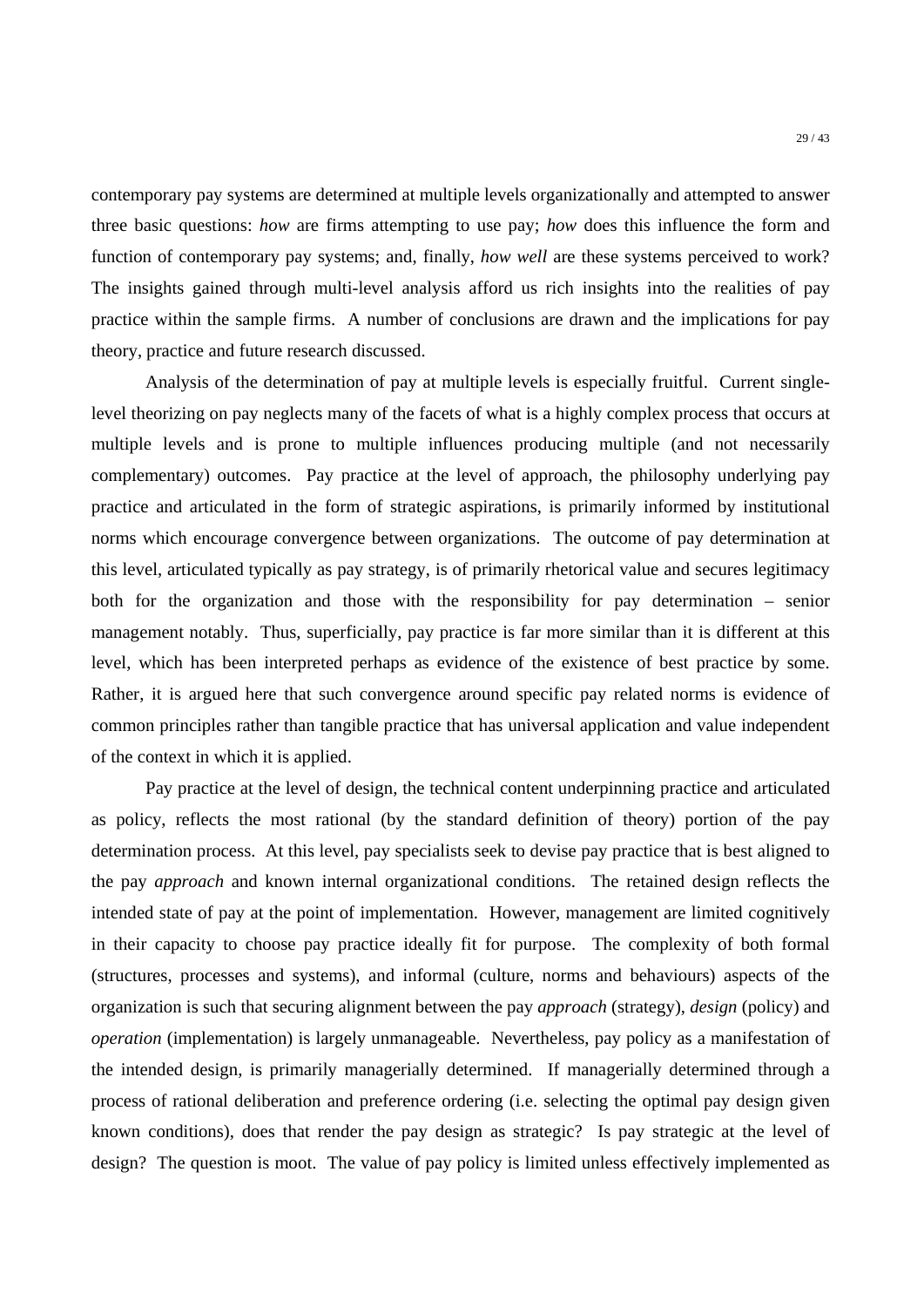contemporary pay systems are determined at multiple levels organizationally and attempted to answer three basic questions: *how* are firms attempting to use pay; *how* does this influence the form and function of contemporary pay systems; and, finally, *how well* are these systems perceived to work? The insights gained through multi-level analysis afford us rich insights into the realities of pay practice within the sample firms. A number of conclusions are drawn and the implications for pay theory, practice and future research discussed.

Analysis of the determination of pay at multiple levels is especially fruitful. Current single-level theorizing on pay neglects many of the facets of what is a highly complex process that occurs at multiple levels and is prone to multiple influences producing multiple (and not necessarily complementary) outcomes. Pay practice at the level of approach, the philosophy underlying pay practice and articulated in the form of strategic aspirations, is primarily informed by institutional norms which encourage convergence between organizations. The outcome of pay determination at this level, articulated typically as pay strategy, is of primarily rhetorical value and secures legitimacy both for the organization and those with the responsibility for pay determination – senior management notably. Thus, superficially, pay practice is far more similar than it is different at this level, which has been interpreted perhaps as evidence of the existence of best practice by some. Rather, it is argued here that such convergence around specific pay related norms is evidence of common principles rather than tangible practice that has universal application and value independent of the context in which it is applied.

Pay practice at the level of design, the technical content underpinning practice and articulated as policy, reflects the most rational (by the standard definition of theory) portion of the pay determination process. At this level, pay specialists seek to devise pay practice that is best aligned to the pay *approach* and known internal organizational conditions. The retained design reflects the intended state of pay at the point of implementation. However, management are limited cognitively in their capacity to choose pay practice ideally fit for purpose. The complexity of both formal (structures, processes and systems), and informal (culture, norms and behaviours) aspects of the organization is such that securing alignment between the pay *approach* (strategy), *design* (policy) and *operation* (implementation) is largely unmanageable. Nevertheless, pay policy as a manifestation of the intended design, is primarily managerially determined. If managerially determined through a process of rational deliberation and preference ordering (i.e. selecting the optimal pay design given known conditions), does that render the pay design as strategic? Is pay strategic at the level of design? The question is moot. The value of pay policy is limited unless effectively implemented as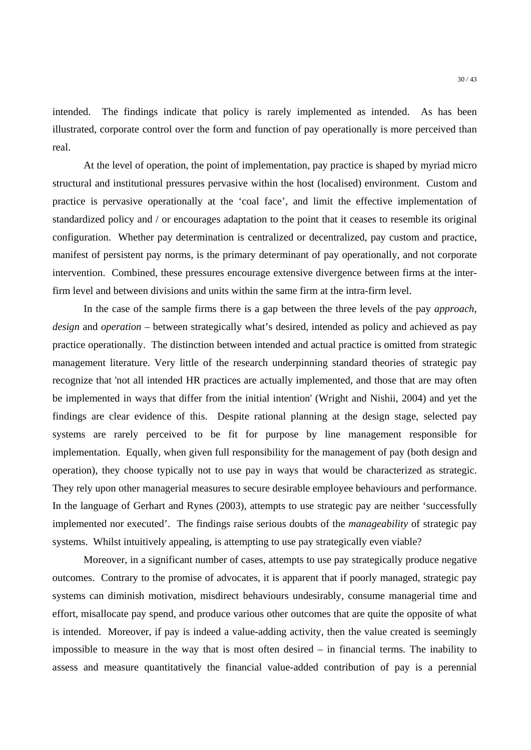intended. The findings indicate that policy is rarely implemented as intended. As has been illustrated, corporate control over the form and function of pay operationally is more perceived than real.

At the level of operation, the point of implementation, pay practice is shaped by myriad micro structural and institutional pressures pervasive within the host (localised) environment. Custom and practice is pervasive operationally at the 'coal face', and limit the effective implementation of standardized policy and / or encourages adaptation to the point that it ceases to resemble its original configuration. Whether pay determination is centralized or decentralized, pay custom and practice, manifest of persistent pay norms, is the primary determinant of pay operationally, and not corporate intervention. Combined, these pressures encourage extensive divergence between firms at the inter-firm level and between divisions and units within the same firm at the intra-firm level.

In the case of the sample firms there is a gap between the three levels of the pay *approach*, *design* and *operation* – between strategically what's desired, intended as policy and achieved as pay practice operationally. The distinction between intended and actual practice is omitted from strategic management literature. Very little of the research underpinning standard theories of strategic pay recognize that 'not all intended HR practices are actually implemented, and those that are may often be implemented in ways that differ from the initial intention' (Wright and Nishii, 2004) and yet the findings are clear evidence of this. Despite rational planning at the design stage, selected pay systems are rarely perceived to be fit for purpose by line management responsible for implementation. Equally, when given full responsibility for the management of pay (both design and operation), they choose typically not to use pay in ways that would be characterized as strategic. They rely upon other managerial measures to secure desirable employee behaviours and performance. In the language of Gerhart and Rynes (2003), attempts to use strategic pay are neither 'successfully implemented nor executed'. The findings raise serious doubts of the *manageability* of strategic pay systems. Whilst intuitively appealing, is attempting to use pay strategically even viable?

Moreover, in a significant number of cases, attempts to use pay strategically produce negative outcomes. Contrary to the promise of advocates, it is apparent that if poorly managed, strategic pay systems can diminish motivation, misdirect behaviours undesirably, consume managerial time and effort, misallocate pay spend, and produce various other outcomes that are quite the opposite of what is intended. Moreover, if pay is indeed a value-adding activity, then the value created is seemingly impossible to measure in the way that is most often desired – in financial terms. The inability to assess and measure quantitatively the financial value-added contribution of pay is a perennial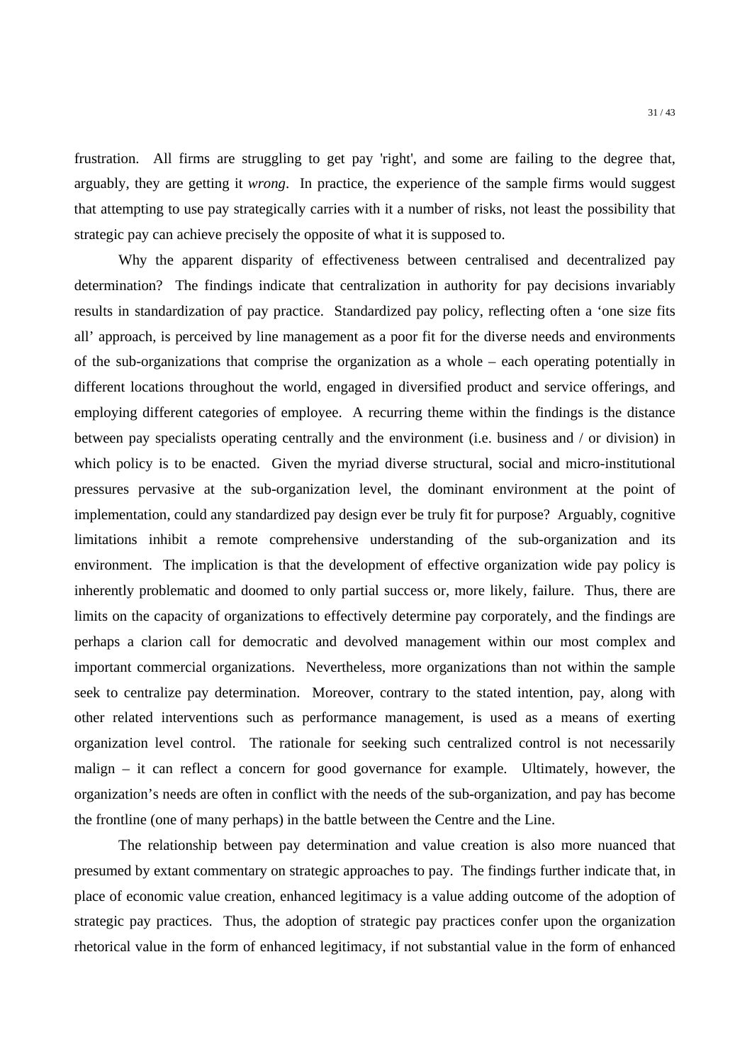frustration. All firms are struggling to get pay 'right', and some are failing to the degree that, arguably, they are getting it *wrong*. In practice, the experience of the sample firms would suggest that attempting to use pay strategically carries with it a number of risks, not least the possibility that strategic pay can achieve precisely the opposite of what it is supposed to.

Why the apparent disparity of effectiveness between centralised and decentralized pay determination? The findings indicate that centralization in authority for pay decisions invariably results in standardization of pay practice. Standardized pay policy, reflecting often a 'one size fits all' approach, is perceived by line management as a poor fit for the diverse needs and environments of the sub-organizations that comprise the organization as a whole – each operating potentially in different locations throughout the world, engaged in diversified product and service offerings, and employing different categories of employee. A recurring theme within the findings is the distance between pay specialists operating centrally and the environment (i.e. business and / or division) in which policy is to be enacted. Given the myriad diverse structural, social and micro-institutional pressures pervasive at the sub-organization level, the dominant environment at the point of implementation, could any standardized pay design ever be truly fit for purpose? Arguably, cognitive limitations inhibit a remote comprehensive understanding of the sub-organization and its environment. The implication is that the development of effective organization wide pay policy is inherently problematic and doomed to only partial success or, more likely, failure. Thus, there are limits on the capacity of organizations to effectively determine pay corporately, and the findings are perhaps a clarion call for democratic and devolved management within our most complex and important commercial organizations. Nevertheless, more organizations than not within the sample seek to centralize pay determination. Moreover, contrary to the stated intention, pay, along with other related interventions such as performance management, is used as a means of exerting organization level control. The rationale for seeking such centralized control is not necessarily malign – it can reflect a concern for good governance for example. Ultimately, however, the organization's needs are often in conflict with the needs of the sub-organization, and pay has become the frontline (one of many perhaps) in the battle between the Centre and the Line.

The relationship between pay determination and value creation is also more nuanced that presumed by extant commentary on strategic approaches to pay. The findings further indicate that, in place of economic value creation, enhanced legitimacy is a value adding outcome of the adoption of strategic pay practices. Thus, the adoption of strategic pay practices confer upon the organization rhetorical value in the form of enhanced legitimacy, if not substantial value in the form of enhanced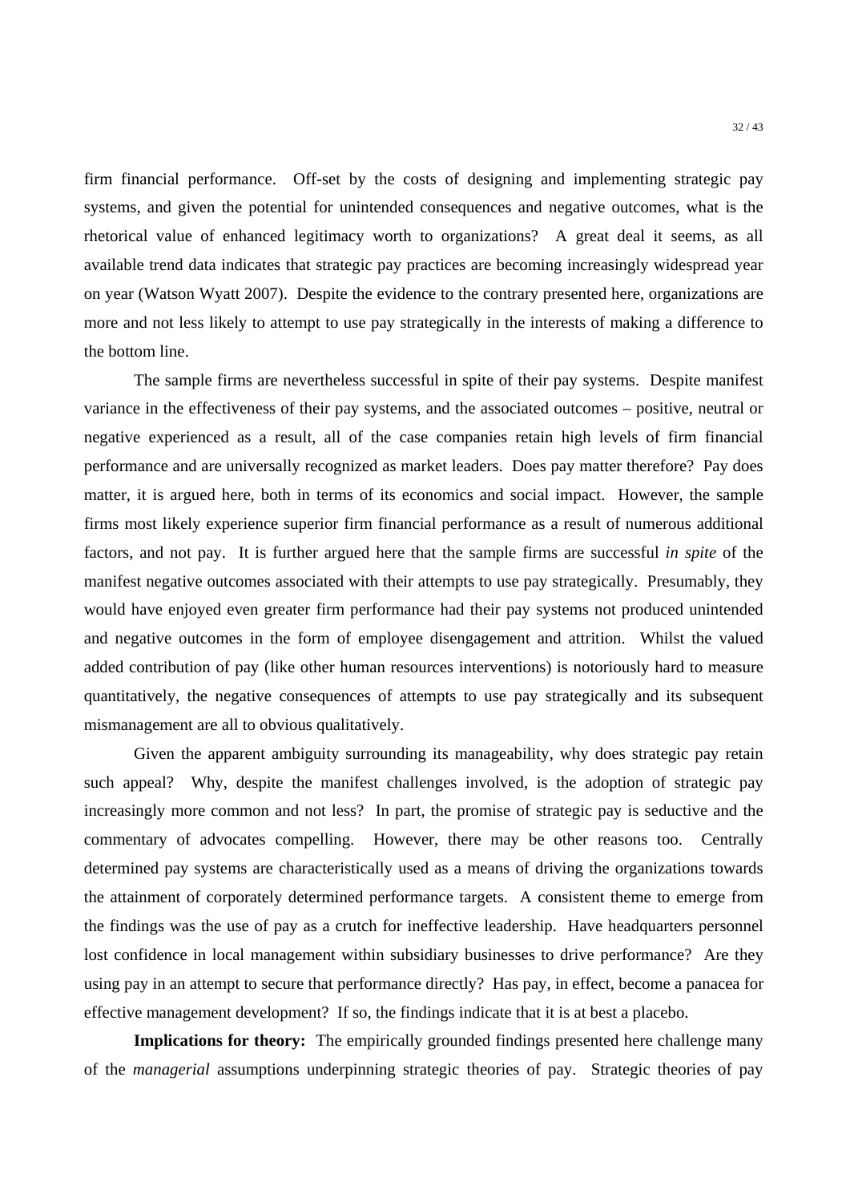firm financial performance. Off-set by the costs of designing and implementing strategic pay systems, and given the potential for unintended consequences and negative outcomes, what is the rhetorical value of enhanced legitimacy worth to organizations? A great deal it seems, as all available trend data indicates that strategic pay practices are becoming increasingly widespread year on year (Watson Wyatt 2007). Despite the evidence to the contrary presented here, organizations are more and not less likely to attempt to use pay strategically in the interests of making a difference to the bottom line.

The sample firms are nevertheless successful in spite of their pay systems. Despite manifest variance in the effectiveness of their pay systems, and the associated outcomes – positive, neutral or negative experienced as a result, all of the case companies retain high levels of firm financial performance and are universally recognized as market leaders. Does pay matter therefore? Pay does matter, it is argued here, both in terms of its economics and social impact. However, the sample firms most likely experience superior firm financial performance as a result of numerous additional factors, and not pay. It is further argued here that the sample firms are successful *in spite* of the manifest negative outcomes associated with their attempts to use pay strategically. Presumably, they would have enjoyed even greater firm performance had their pay systems not produced unintended and negative outcomes in the form of employee disengagement and attrition. Whilst the valued added contribution of pay (like other human resources interventions) is notoriously hard to measure quantitatively, the negative consequences of attempts to use pay strategically and its subsequent mismanagement are all to obvious qualitatively.

Given the apparent ambiguity surrounding its manageability, why does strategic pay retain such appeal? Why, despite the manifest challenges involved, is the adoption of strategic pay increasingly more common and not less? In part, the promise of strategic pay is seductive and the commentary of advocates compelling. However, there may be other reasons too. Centrally determined pay systems are characteristically used as a means of driving the organizations towards the attainment of corporately determined performance targets. A consistent theme to emerge from the findings was the use of pay as a crutch for ineffective leadership. Have headquarters personnel lost confidence in local management within subsidiary businesses to drive performance? Are they using pay in an attempt to secure that performance directly? Has pay, in effect, become a panacea for effective management development? If so, the findings indicate that it is at best a placebo.

**Implications for theory:** The empirically grounded findings presented here challenge many of the *managerial* assumptions underpinning strategic theories of pay. Strategic theories of pay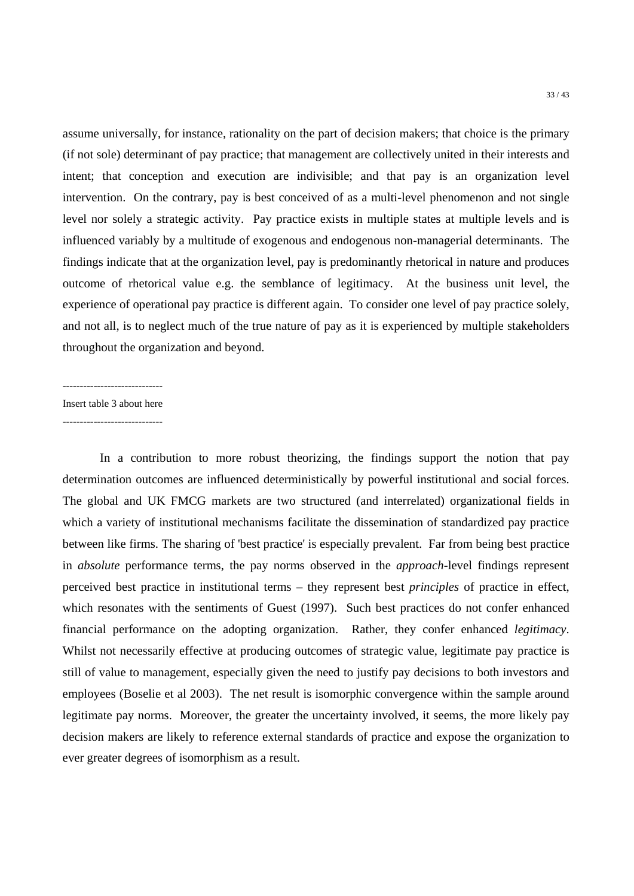assume universally, for instance, rationality on the part of decision makers; that choice is the primary (if not sole) determinant of pay practice; that management are collectively united in their interests and intent; that conception and execution are indivisible; and that pay is an organization level intervention. On the contrary, pay is best conceived of as a multi-level phenomenon and not single level nor solely a strategic activity. Pay practice exists in multiple states at multiple levels and is influenced variably by a multitude of exogenous and endogenous non-managerial determinants. The findings indicate that at the organization level, pay is predominantly rhetorical in nature and produces outcome of rhetorical value e.g. the semblance of legitimacy. At the business unit level, the experience of operational pay practice is different again. To consider one level of pay practice solely, and not all, is to neglect much of the true nature of pay as it is experienced by multiple stakeholders throughout the organization and beyond.

----------------------------

Insert table 3 about here

----------------------------

In a contribution to more robust theorizing, the findings support the notion that pay determination outcomes are influenced deterministically by powerful institutional and social forces. The global and UK FMCG markets are two structured (and interrelated) organizational fields in which a variety of institutional mechanisms facilitate the dissemination of standardized pay practice between like firms. The sharing of 'best practice' is especially prevalent. Far from being best practice in *absolute* performance terms, the pay norms observed in the *approach*-level findings represent perceived best practice in institutional terms – they represent best *principles* of practice in effect, which resonates with the sentiments of Guest (1997). Such best practices do not confer enhanced financial performance on the adopting organization. Rather, they confer enhanced *legitimacy*. Whilst not necessarily effective at producing outcomes of strategic value, legitimate pay practice is still of value to management, especially given the need to justify pay decisions to both investors and employees (Boselie et al 2003). The net result is isomorphic convergence within the sample around legitimate pay norms. Moreover, the greater the uncertainty involved, it seems, the more likely pay decision makers are likely to reference external standards of practice and expose the organization to ever greater degrees of isomorphism as a result.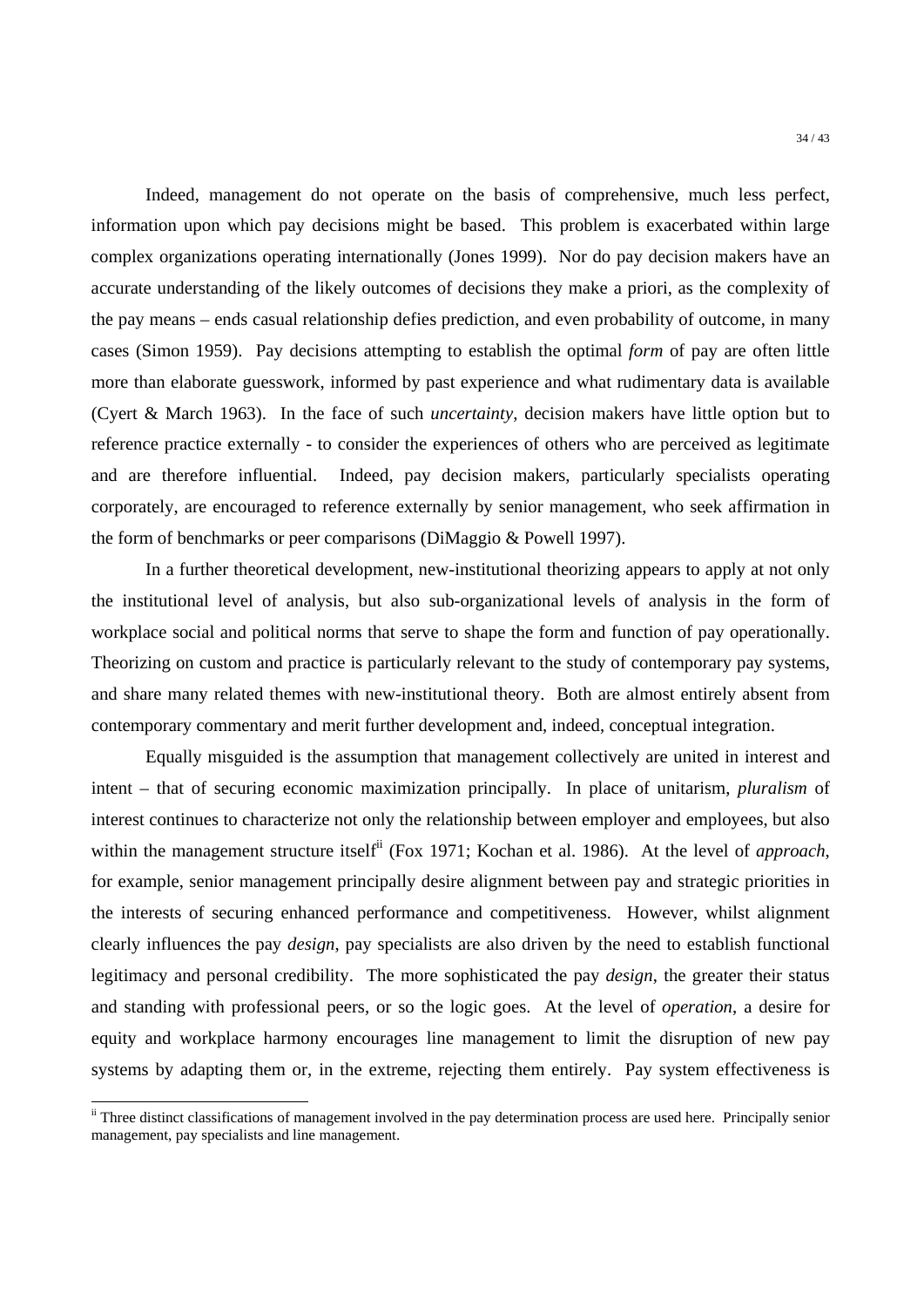Indeed, management do not operate on the basis of comprehensive, much less perfect, information upon which pay decisions might be based. This problem is exacerbated within large complex organizations operating internationally (Jones 1999). Nor do pay decision makers have an accurate understanding of the likely outcomes of decisions they make a priori, as the complexity of the pay means – ends casual relationship defies prediction, and even probability of outcome, in many cases (Simon 1959). Pay decisions attempting to establish the optimal *form* of pay are often little more than elaborate guesswork, informed by past experience and what rudimentary data is available (Cyert & March 1963). In the face of such *uncertainty*, decision makers have little option but to reference practice externally - to consider the experiences of others who are perceived as legitimate and are therefore influential. Indeed, pay decision makers, particularly specialists operating corporately, are encouraged to reference externally by senior management, who seek affirmation in the form of benchmarks or peer comparisons (DiMaggio & Powell 1997).

In a further theoretical development, new-institutional theorizing appears to apply at not only the institutional level of analysis, but also sub-organizational levels of analysis in the form of workplace social and political norms that serve to shape the form and function of pay operationally. Theorizing on custom and practice is particularly relevant to the study of contemporary pay systems, and share many related themes with new-institutional theory. Both are almost entirely absent from contemporary commentary and merit further development and, indeed, conceptual integration.

Equally misguided is the assumption that management collectively are united in interest and intent – that of securing economic maximization principally. In place of unitarism, *pluralism* of interest continues to characterize not only the relationship between employer and employees, but also within the management structure itself[ii] (Fox 1971; Kochan et al. 1986). At the level of *approach*, for example, senior management principally desire alignment between pay and strategic priorities in the interests of securing enhanced performance and competitiveness. However, whilst alignment clearly influences the pay *design*, pay specialists are also driven by the need to establish functional legitimacy and personal credibility. The more sophisticated the pay *design*, the greater their status and standing with professional peers, or so the logic goes. At the level of *operation*, a desire for equity and workplace harmony encourages line management to limit the disruption of new pay systems by adapting them or, in the extreme, rejecting them entirely. Pay system effectiveness is

[ii] Three distinct classifications of management involved in the pay determination process are used here. Principally senior management, pay specialists and line management.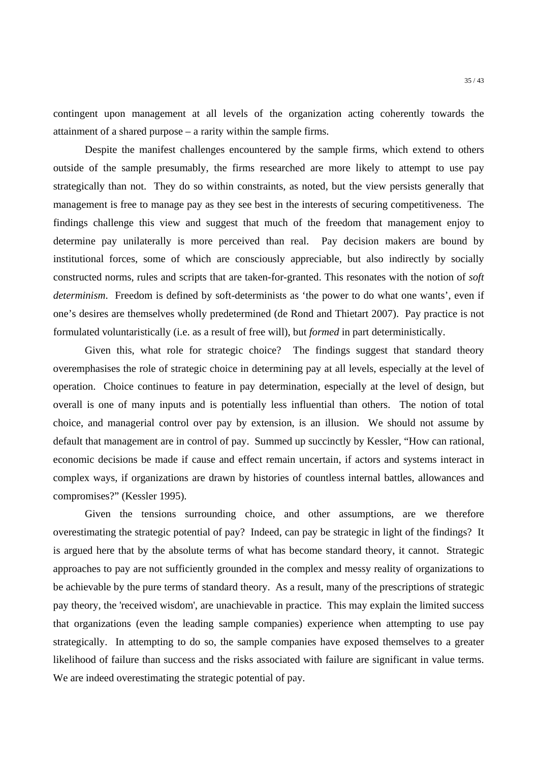contingent upon management at all levels of the organization acting coherently towards the attainment of a shared purpose – a rarity within the sample firms.

Despite the manifest challenges encountered by the sample firms, which extend to others outside of the sample presumably, the firms researched are more likely to attempt to use pay strategically than not. They do so within constraints, as noted, but the view persists generally that management is free to manage pay as they see best in the interests of securing competitiveness. The findings challenge this view and suggest that much of the freedom that management enjoy to determine pay unilaterally is more perceived than real. Pay decision makers are bound by institutional forces, some of which are consciously appreciable, but also indirectly by socially constructed norms, rules and scripts that are taken-for-granted. This resonates with the notion of *soft determinism*. Freedom is defined by soft-determinists as 'the power to do what one wants', even if one's desires are themselves wholly predetermined (de Rond and Thietart 2007). Pay practice is not formulated voluntaristically (i.e. as a result of free will), but *formed* in part deterministically.

Given this, what role for strategic choice? The findings suggest that standard theory overemphasises the role of strategic choice in determining pay at all levels, especially at the level of operation. Choice continues to feature in pay determination, especially at the level of design, but overall is one of many inputs and is potentially less influential than others. The notion of total choice, and managerial control over pay by extension, is an illusion. We should not assume by default that management are in control of pay. Summed up succinctly by Kessler, "How can rational, economic decisions be made if cause and effect remain uncertain, if actors and systems interact in complex ways, if organizations are drawn by histories of countless internal battles, allowances and compromises?" (Kessler 1995).

Given the tensions surrounding choice, and other assumptions, are we therefore overestimating the strategic potential of pay? Indeed, can pay be strategic in light of the findings? It is argued here that by the absolute terms of what has become standard theory, it cannot. Strategic approaches to pay are not sufficiently grounded in the complex and messy reality of organizations to be achievable by the pure terms of standard theory. As a result, many of the prescriptions of strategic pay theory, the 'received wisdom', are unachievable in practice. This may explain the limited success that organizations (even the leading sample companies) experience when attempting to use pay strategically. In attempting to do so, the sample companies have exposed themselves to a greater likelihood of failure than success and the risks associated with failure are significant in value terms. We are indeed overestimating the strategic potential of pay.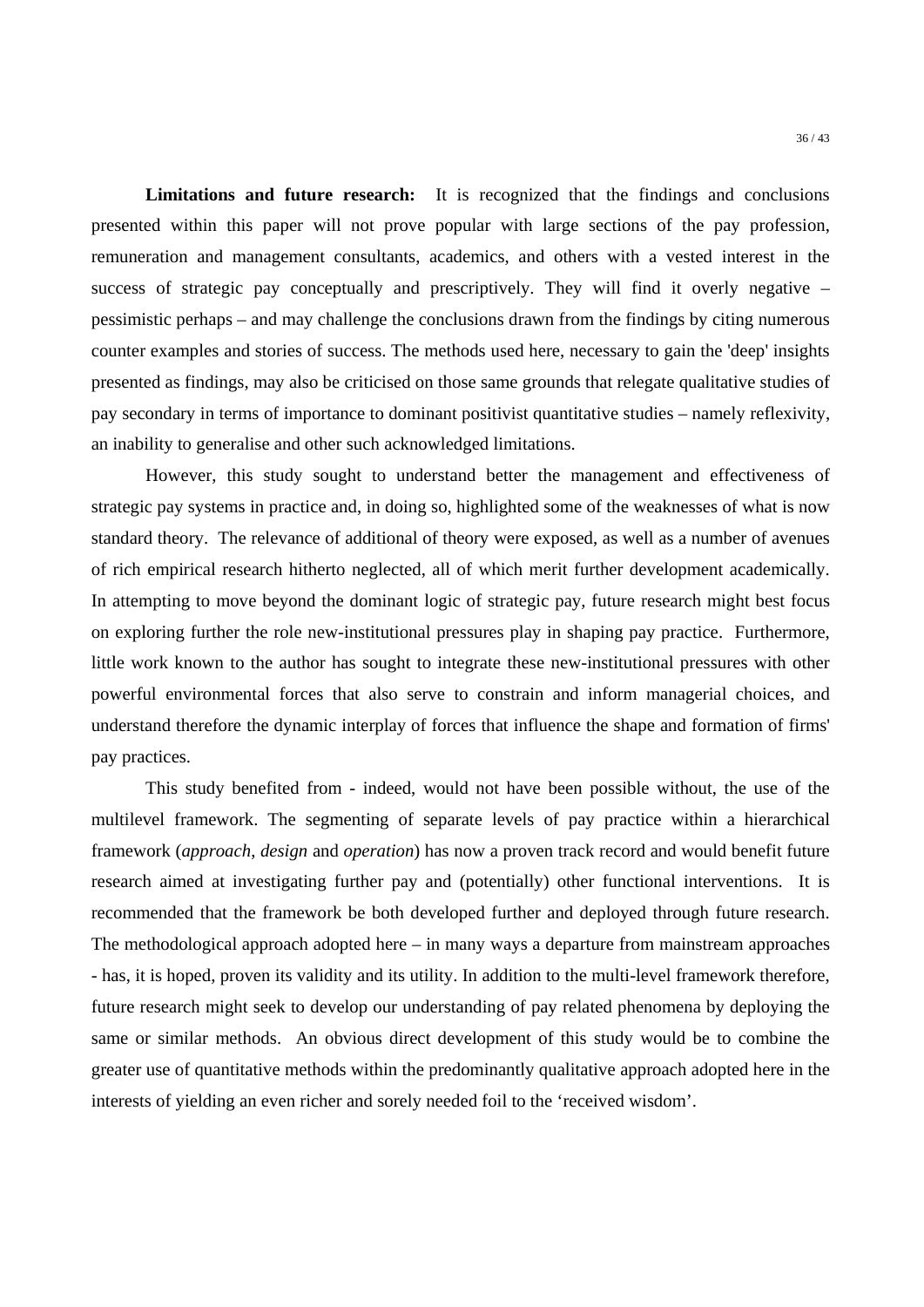**Limitations and future research:** It is recognized that the findings and conclusions presented within this paper will not prove popular with large sections of the pay profession, remuneration and management consultants, academics, and others with a vested interest in the success of strategic pay conceptually and prescriptively. They will find it overly negative – pessimistic perhaps – and may challenge the conclusions drawn from the findings by citing numerous counter examples and stories of success. The methods used here, necessary to gain the 'deep' insights presented as findings, may also be criticised on those same grounds that relegate qualitative studies of pay secondary in terms of importance to dominant positivist quantitative studies – namely reflexivity, an inability to generalise and other such acknowledged limitations.

However, this study sought to understand better the management and effectiveness of strategic pay systems in practice and, in doing so, highlighted some of the weaknesses of what is now standard theory. The relevance of additional of theory were exposed, as well as a number of avenues of rich empirical research hitherto neglected, all of which merit further development academically. In attempting to move beyond the dominant logic of strategic pay, future research might best focus on exploring further the role new-institutional pressures play in shaping pay practice. Furthermore, little work known to the author has sought to integrate these new-institutional pressures with other powerful environmental forces that also serve to constrain and inform managerial choices, and understand therefore the dynamic interplay of forces that influence the shape and formation of firms' pay practices.

This study benefited from - indeed, would not have been possible without, the use of the multilevel framework. The segmenting of separate levels of pay practice within a hierarchical framework (*approach*, *design* and *operation*) has now a proven track record and would benefit future research aimed at investigating further pay and (potentially) other functional interventions. It is recommended that the framework be both developed further and deployed through future research. The methodological approach adopted here – in many ways a departure from mainstream approaches - has, it is hoped, proven its validity and its utility. In addition to the multi-level framework therefore, future research might seek to develop our understanding of pay related phenomena by deploying the same or similar methods. An obvious direct development of this study would be to combine the greater use of quantitative methods within the predominantly qualitative approach adopted here in the interests of yielding an even richer and sorely needed foil to the 'received wisdom'.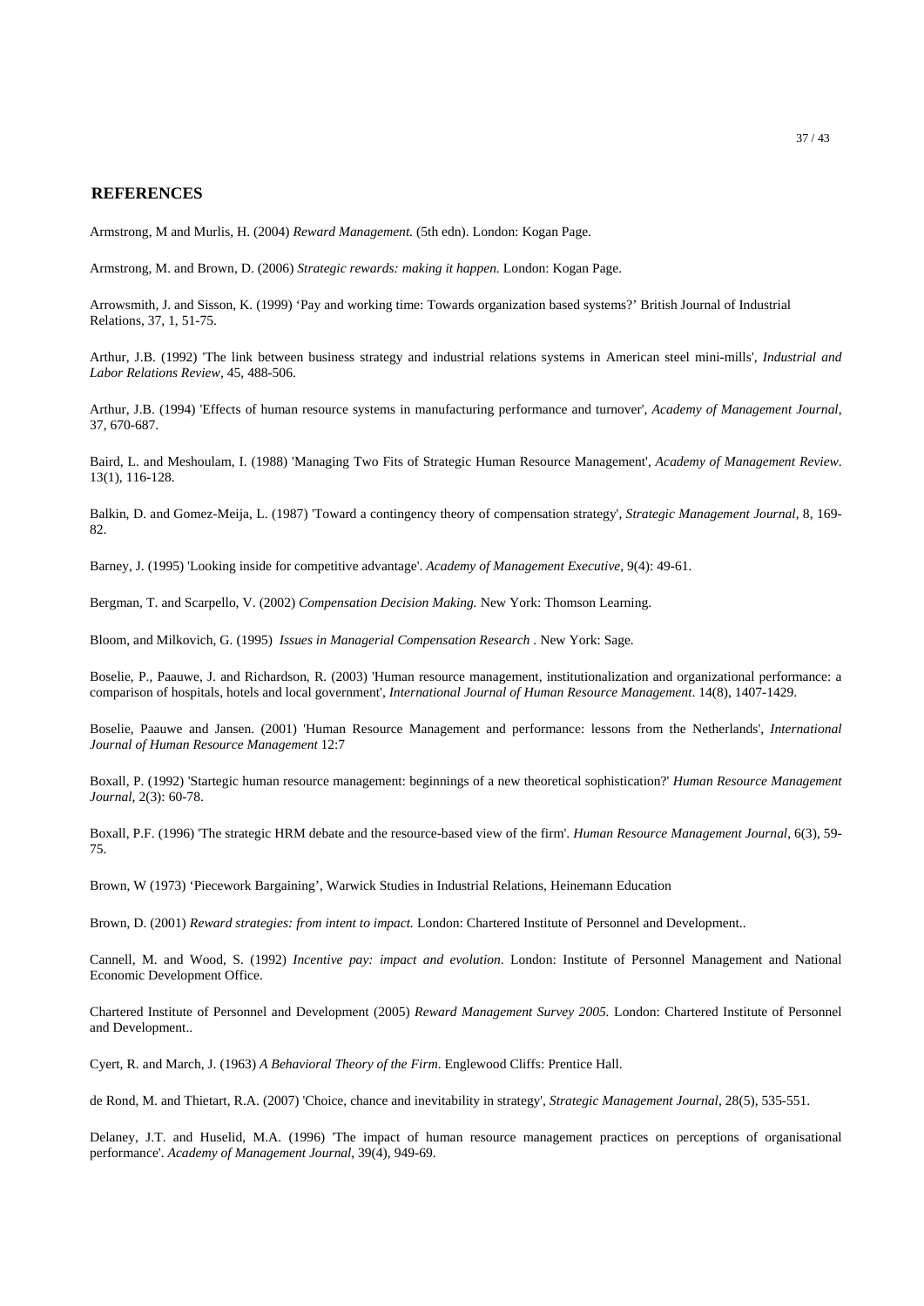## REFERENCES

Armstrong, M and Murlis, H. (2004) *Reward Management.* (5th edn). London: Kogan Page.

Armstrong, M. and Brown, D. (2006) *Strategic rewards: making it happen.* London: Kogan Page.

Arrowsmith, J. and Sisson, K. (1999) 'Pay and working time: Towards organization based systems?' British Journal of Industrial Relations, 37, 1, 51-75.

Arthur, J.B. (1992) 'The link between business strategy and industrial relations systems in American steel mini-mills', *Industrial and Labor Relations Review*, 45, 488-506.

Arthur, J.B. (1994) 'Effects of human resource systems in manufacturing performance and turnover', *Academy of Management Journal*, 37, 670-687.

Baird, L. and Meshoulam, I. (1988) 'Managing Two Fits of Strategic Human Resource Management', *Academy of Management Review*. 13(1), 116-128.

Balkin, D. and Gomez-Meija, L. (1987) 'Toward a contingency theory of compensation strategy', *Strategic Management Journal*, 8, 169-82.

Barney, J. (1995) 'Looking inside for competitive advantage'. *Academy of Management Executive*, 9(4): 49-61.

Bergman, T. and Scarpello, V. (2002) *Compensation Decision Making.* New York: Thomson Learning.

Bloom, and Milkovich, G. (1995) *Issues in Managerial Compensation Research* . New York: Sage.

Boselie, P., Paauwe, J. and Richardson, R. (2003) 'Human resource management, institutionalization and organizational performance: a comparison of hospitals, hotels and local government', *International Journal of Human Resource Management*. 14(8), 1407-1429.

Boselie, Paauwe and Jansen. (2001) 'Human Resource Management and performance: lessons from the Netherlands', *International Journal of Human Resource Management* 12:7

Boxall, P. (1992) 'Startegic human resource management: beginnings of a new theoretical sophistication?' *Human Resource Management Journal*, 2(3): 60-78.

Boxall, P.F. (1996) 'The strategic HRM debate and the resource-based view of the firm'. *Human Resource Management Journal*, 6(3), 59-75.

Brown, W (1973) 'Piecework Bargaining', Warwick Studies in Industrial Relations, Heinemann Education

Brown, D. (2001) *Reward strategies: from intent to impact.* London: Chartered Institute of Personnel and Development..

Cannell, M. and Wood, S. (1992) *Incentive pay: impact and evolution*. London: Institute of Personnel Management and National Economic Development Office.

Chartered Institute of Personnel and Development (2005) *Reward Management Survey 2005.* London: Chartered Institute of Personnel and Development..

Cyert, R. and March, J. (1963) *A Behavioral Theory of the Firm*. Englewood Cliffs: Prentice Hall.

de Rond, M. and Thietart, R.A. (2007) 'Choice, chance and inevitability in strategy', *Strategic Management Journal*, 28(5), 535-551.

Delaney, J.T. and Huselid, M.A. (1996) 'The impact of human resource management practices on perceptions of organisational performance'. *Academy of Management Journal*, 39(4), 949-69.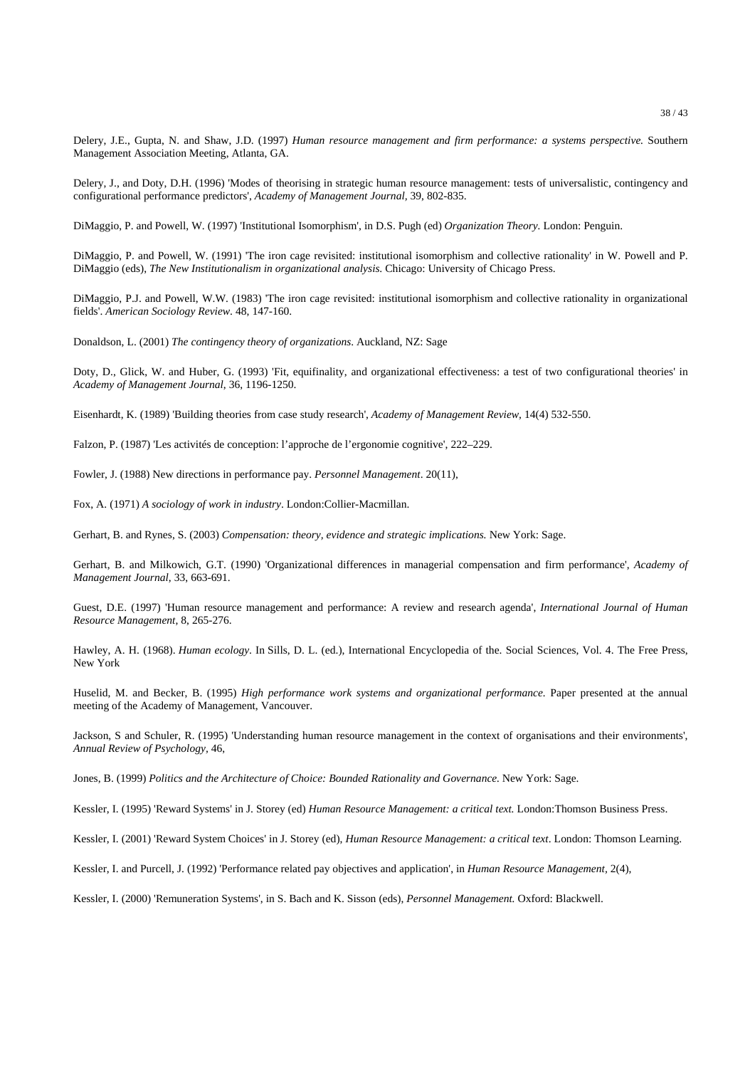Delery, J.E., Gupta, N. and Shaw, J.D. (1997) *Human resource management and firm performance: a systems perspective.* Southern Management Association Meeting, Atlanta, GA.

Delery, J., and Doty, D.H. (1996) 'Modes of theorising in strategic human resource management: tests of universalistic, contingency and configurational performance predictors', *Academy of Management Journal*, 39, 802-835.

DiMaggio, P. and Powell, W. (1997) 'Institutional Isomorphism', in D.S. Pugh (ed) *Organization Theory*. London: Penguin.

DiMaggio, P. and Powell, W. (1991) 'The iron cage revisited: institutional isomorphism and collective rationality' in W. Powell and P. DiMaggio (eds), *The New Institutionalism in organizational analysis.* Chicago: University of Chicago Press.

DiMaggio, P.J. and Powell, W.W. (1983) 'The iron cage revisited: institutional isomorphism and collective rationality in organizational fields'. *American Sociology Review*. 48, 147-160.

Donaldson, L. (2001) *The contingency theory of organizations*. Auckland, NZ: Sage

Doty, D., Glick, W. and Huber, G. (1993) 'Fit, equifinality, and organizational effectiveness: a test of two configurational theories' in *Academy of Management Journal*, 36, 1196-1250.

Eisenhardt, K. (1989) 'Building theories from case study research', *Academy of Management Review*, 14(4) 532-550.

Falzon, P. (1987) 'Les activités de conception: l'approche de l'ergonomie cognitive', 222–229.

Fowler, J. (1988) New directions in performance pay. *Personnel Management*. 20(11),

Fox, A. (1971) *A sociology of work in industry*. London:Collier-Macmillan.

Gerhart, B. and Rynes, S. (2003) *Compensation: theory, evidence and strategic implications.* New York: Sage.

Gerhart, B. and Milkowich, G.T. (1990) 'Organizational differences in managerial compensation and firm performance', *Academy of Management Journal*, 33, 663-691.

Guest, D.E. (1997) 'Human resource management and performance: A review and research agenda', *International Journal of Human Resource Management*, 8, 265-276.

Hawley, A. H. (1968). *Human ecology*. In Sills, D. L. (ed.), International Encyclopedia of the. Social Sciences, Vol. 4. The Free Press, New York

Huselid, M. and Becker, B. (1995) *High performance work systems and organizational performance.* Paper presented at the annual meeting of the Academy of Management, Vancouver.

Jackson, S and Schuler, R. (1995) 'Understanding human resource management in the context of organisations and their environments', *Annual Review of Psychology*, 46,

Jones, B. (1999) *Politics and the Architecture of Choice: Bounded Rationality and Governance.* New York: Sage.

Kessler, I. (1995) 'Reward Systems' in J. Storey (ed) *Human Resource Management: a critical text.* London:Thomson Business Press.

Kessler, I. (2001) 'Reward System Choices' in J. Storey (ed), *Human Resource Management: a critical text*. London: Thomson Learning.

Kessler, I. and Purcell, J. (1992) 'Performance related pay objectives and application', in *Human Resource Management*, 2(4),

Kessler, I. (2000) 'Remuneration Systems', in S. Bach and K. Sisson (eds), *Personnel Management.* Oxford: Blackwell.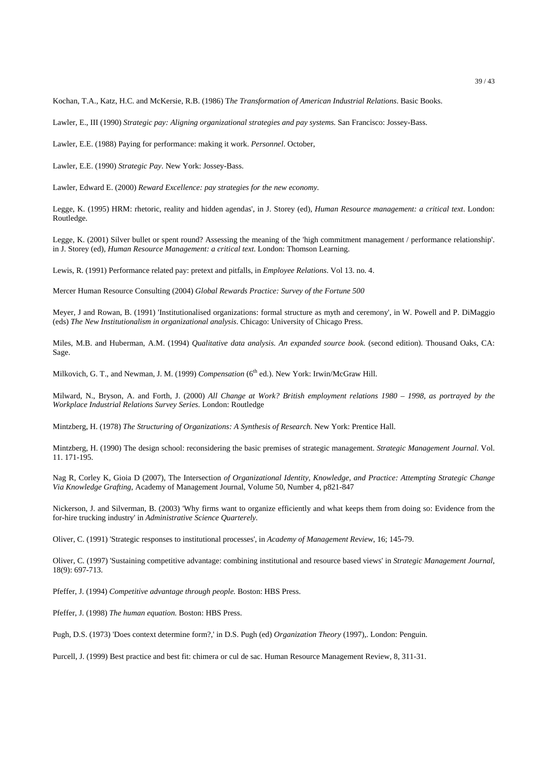Kochan, T.A., Katz, H.C. and McKersie, R.B. (1986) T*he Transformation of American Industrial Relations*. Basic Books.

Lawler, E., III (1990) *Strategic pay: Aligning organizational strategies and pay systems.* San Francisco: Jossey-Bass.

Lawler, E.E. (1988) Paying for performance: making it work. *Personnel*. October,

Lawler, E.E. (1990) *Strategic Pay*. New York: Jossey-Bass.

Lawler, Edward E. (2000) *Reward Excellence: pay strategies for the new economy.*

Legge, K. (1995) HRM: rhetoric, reality and hidden agendas', in J. Storey (ed), *Human Resource management: a critical text*. London: Routledge.

Legge, K. (2001) Silver bullet or spent round? Assessing the meaning of the 'high commitment management / performance relationship'. in J. Storey (ed), *Human Resource Management: a critical text.* London: Thomson Learning.

Lewis, R. (1991) Performance related pay: pretext and pitfalls, in *Employee Relations*. Vol 13. no. 4.

Mercer Human Resource Consulting (2004) *Global Rewards Practice: Survey of the Fortune 500*

Meyer, J and Rowan, B. (1991) 'Institutionalised organizations: formal structure as myth and ceremony', in W. Powell and P. DiMaggio (eds) *The New Institutionalism in organizational analysis*. Chicago: University of Chicago Press.

Miles, M.B. and Huberman, A.M. (1994) *Qualitative data analysis. An expanded source book*. (second edition). Thousand Oaks, CA: Sage.

Milkovich, G. T., and Newman, J. M. (1999) *Compensation* (6th ed.). New York: Irwin/McGraw Hill.

Milward, N., Bryson, A. and Forth, J. (2000) *All Change at Work? British employment relations 1980 – 1998, as portrayed by the Workplace Industrial Relations Survey Series*. London: Routledge

Mintzberg, H. (1978) *The Structuring of Organizations: A Synthesis of Research.* New York: Prentice Hall.

Mintzberg, H. (1990) The design school: reconsidering the basic premises of strategic management. *Strategic Management Journal*. Vol. 11. 171-195.

Nag R, Corley K, Gioia D (2007), The Intersection *of Organizational Identity, Knowledge, and Practice: Attempting Strategic Change Via Knowledge Grafting*, Academy of Management Journal, Volume 50, Number 4, p821-847

Nickerson, J. and Silverman, B. (2003) 'Why firms want to organize efficiently and what keeps them from doing so: Evidence from the for-hire trucking industry' in *Administrative Science Quarterely.*

Oliver, C. (1991) 'Strategic responses to institutional processes', in *Academy of Management Review*, 16; 145-79.

Oliver, C. (1997) 'Sustaining competitive advantage: combining institutional and resource based views' in *Strategic Management Journal*, 18(9): 697-713.

Pfeffer, J. (1994) *Competitive advantage through people.* Boston: HBS Press.

Pfeffer, J. (1998) *The human equation.* Boston: HBS Press.

Pugh, D.S. (1973) 'Does context determine form?,' in D.S. Pugh (ed) *Organization Theory* (1997),. London: Penguin.

Purcell, J. (1999) Best practice and best fit: chimera or cul de sac. Human Resource Management Review, 8, 311-31.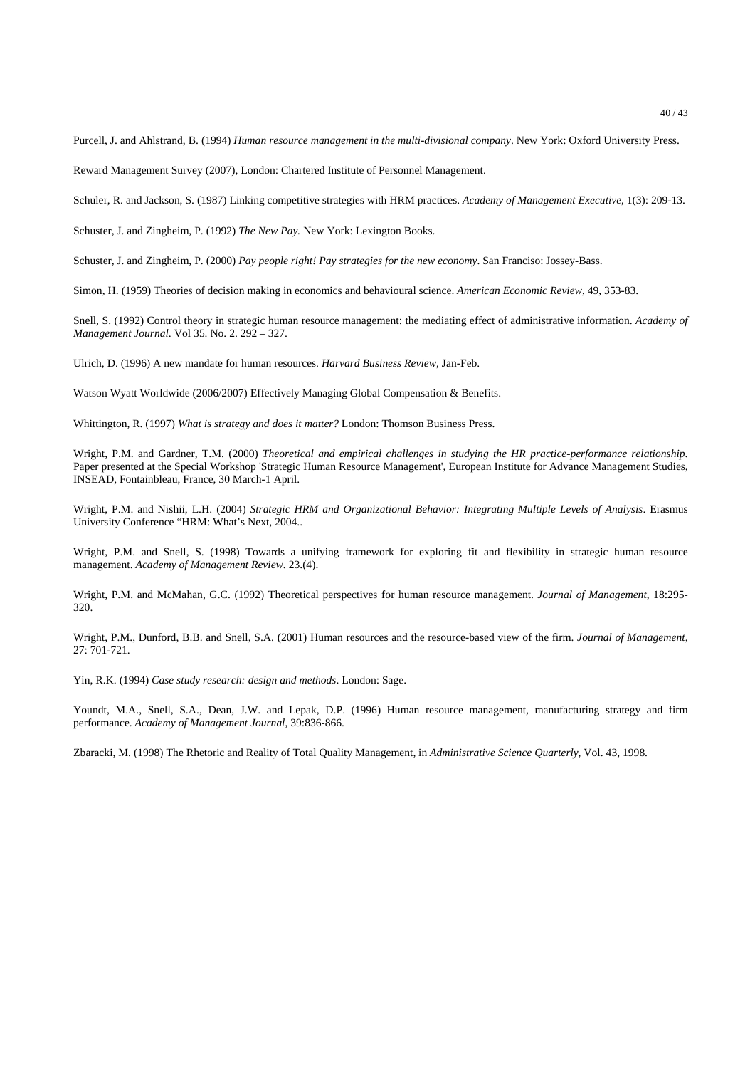Purcell, J. and Ahlstrand, B. (1994) *Human resource management in the multi-divisional company*. New York: Oxford University Press.

Reward Management Survey (2007), London: Chartered Institute of Personnel Management.

Schuler, R. and Jackson, S. (1987) Linking competitive strategies with HRM practices. *Academy of Management Executive*, 1(3): 209-13.

Schuster, J. and Zingheim, P. (1992) *The New Pay.* New York: Lexington Books.

Schuster, J. and Zingheim, P. (2000) *Pay people right! Pay strategies for the new economy*. San Franciso: Jossey-Bass.

Simon, H. (1959) Theories of decision making in economics and behavioural science. *American Economic Review*, 49, 353-83.

Snell, S. (1992) Control theory in strategic human resource management: the mediating effect of administrative information. *Academy of Management Journal*. Vol 35. No. 2. 292 – 327.

Ulrich, D. (1996) A new mandate for human resources. *Harvard Business Review*, Jan-Feb.

Watson Wyatt Worldwide (2006/2007) Effectively Managing Global Compensation & Benefits.

Whittington, R. (1997) *What is strategy and does it matter?* London: Thomson Business Press.

Wright, P.M. and Gardner, T.M. (2000) *Theoretical and empirical challenges in studying the HR practice-performance relationship*. Paper presented at the Special Workshop 'Strategic Human Resource Management', European Institute for Advance Management Studies, INSEAD, Fontainbleau, France, 30 March-1 April.

Wright, P.M. and Nishii, L.H. (2004) *Strategic HRM and Organizational Behavior: Integrating Multiple Levels of Analysis*. Erasmus University Conference "HRM: What's Next, 2004..

Wright, P.M. and Snell, S. (1998) Towards a unifying framework for exploring fit and flexibility in strategic human resource management. *Academy of Management Review*. 23.(4).

Wright, P.M. and McMahan, G.C. (1992) Theoretical perspectives for human resource management. *Journal of Management*, 18:295-320.

Wright, P.M., Dunford, B.B. and Snell, S.A. (2001) Human resources and the resource-based view of the firm. *Journal of Management,* 27: 701-721.

Yin, R.K. (1994) *Case study research: design and methods*. London: Sage.

Youndt, M.A., Snell, S.A., Dean, J.W. and Lepak, D.P. (1996) Human resource management, manufacturing strategy and firm performance. *Academy of Management Journal*, 39:836-866.

Zbaracki, M. (1998) The Rhetoric and Reality of Total Quality Management, in *Administrative Science Quarterly*, Vol. 43, 1998.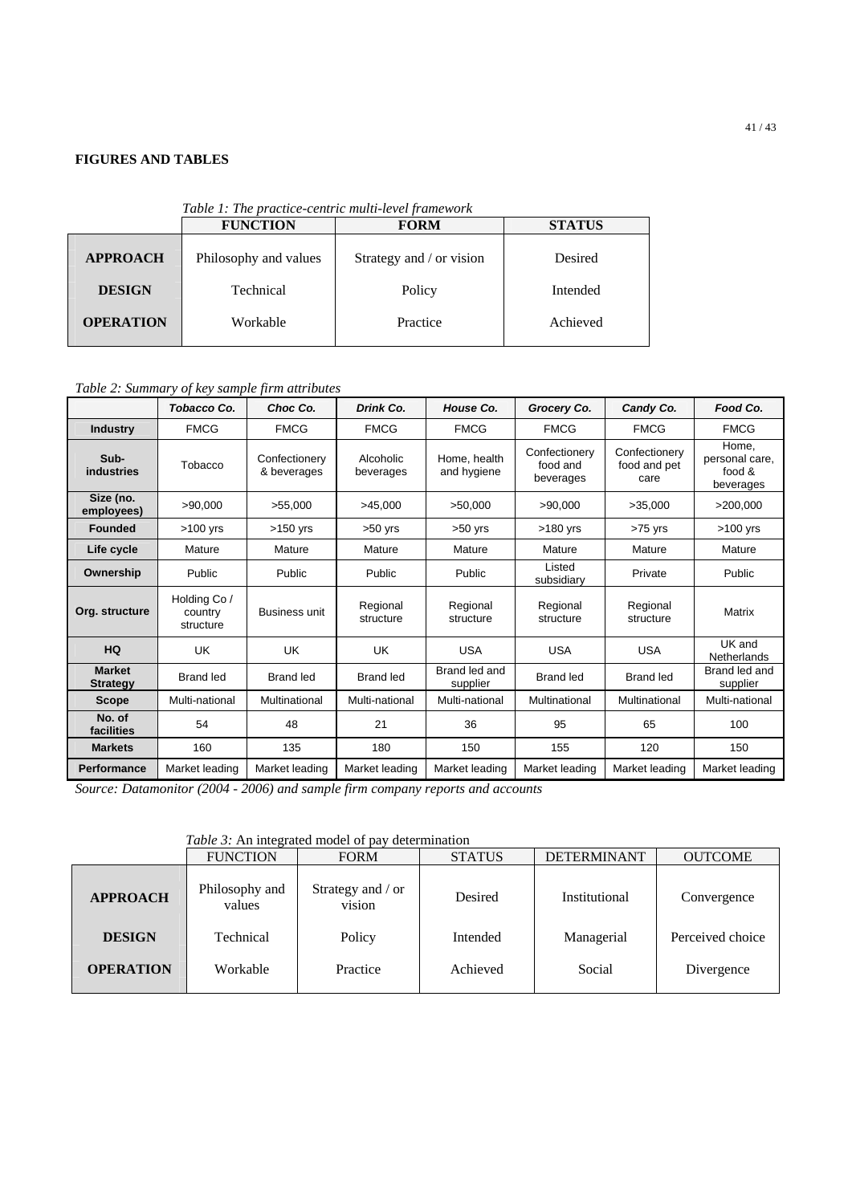**FIGURES AND TABLES**

*Table 1: The practice-centric multi-level framework*

| | FUNCTION | FORM | STATUS |
|---|---|---|---|
| **APPROACH** | Philosophy and values | Strategy and / or vision | Desired |
| **DESIGN** | Technical | Policy | Intended |
| **OPERATION** | Workable | Practice | Achieved |

*Table 2: Summary of key sample firm attributes*

| | *Tobacco Co.* | *Choc Co.* | *Drink Co.* | *House Co.* | *Grocery Co.* | *Candy Co.* | *Food Co.* |
|---|---|---|---|---|---|---|---|
| **Industry** | FMCG | FMCG | FMCG | FMCG | FMCG | FMCG | FMCG |
| **Sub-industries** | Tobacco | Confectionery & beverages | Alcoholic beverages | Home, health and hygiene | Confectionery food and beverages | Confectionery food and pet care | Home, personal care, food & beverages |
| **Size (no. employees)** | >90,000 | >55,000 | >45,000 | >50,000 | >90,000 | >35,000 | >200,000 |
| **Founded** | >100 yrs | >150 yrs | >50 yrs | >50 yrs | >180 yrs | >75 yrs | >100 yrs |
| **Life cycle** | Mature | Mature | Mature | Mature | Mature | Mature | Mature |
| **Ownership** | Public | Public | Public | Public | Listed subsidiary | Private | Public |
| **Org. structure** | Holding Co / country structure | Business unit | Regional structure | Regional structure | Regional structure | Regional structure | Matrix |
| **HQ** | UK | UK | UK | USA | USA | USA | UK and Netherlands |
| **Market Strategy** | Brand led | Brand led | Brand led | Brand led and supplier | Brand led | Brand led | Brand led and supplier |
| **Scope** | Multi-national | Multinational | Multi-national | Multi-national | Multinational | Multinational | Multi-national |
| **No. of facilities** | 54 | 48 | 21 | 36 | 95 | 65 | 100 |
| **Markets** | 160 | 135 | 180 | 150 | 155 | 120 | 150 |
| **Performance** | Market leading | Market leading | Market leading | Market leading | Market leading | Market leading | Market leading |

*Source: Datamonitor (2004 - 2006) and sample firm company reports and accounts*

*Table 3:* An integrated model of pay determination

| | FUNCTION | FORM | STATUS | DETERMINANT | OUTCOME |
|---|---|---|---|---|---|
| **APPROACH** | Philosophy and values | Strategy and / or vision | Desired | Institutional | Convergence |
| **DESIGN** | Technical | Policy | Intended | Managerial | Perceived choice |
| **OPERATION** | Workable | Practice | Achieved | Social | Divergence |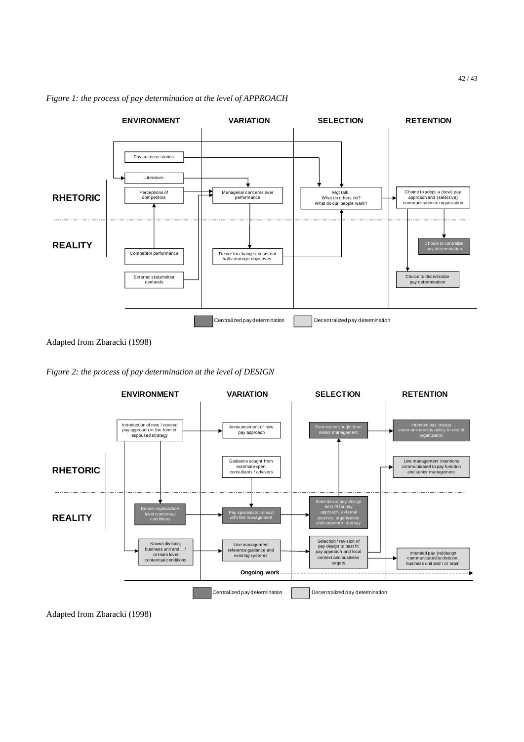*Figure 1: the process of pay determination at the level of APPROACH*

Adapted from Zbaracki (1998)

*Figure 2: the process of pay determination at the level of DESIGN*

Adapted from Zbaracki (1998)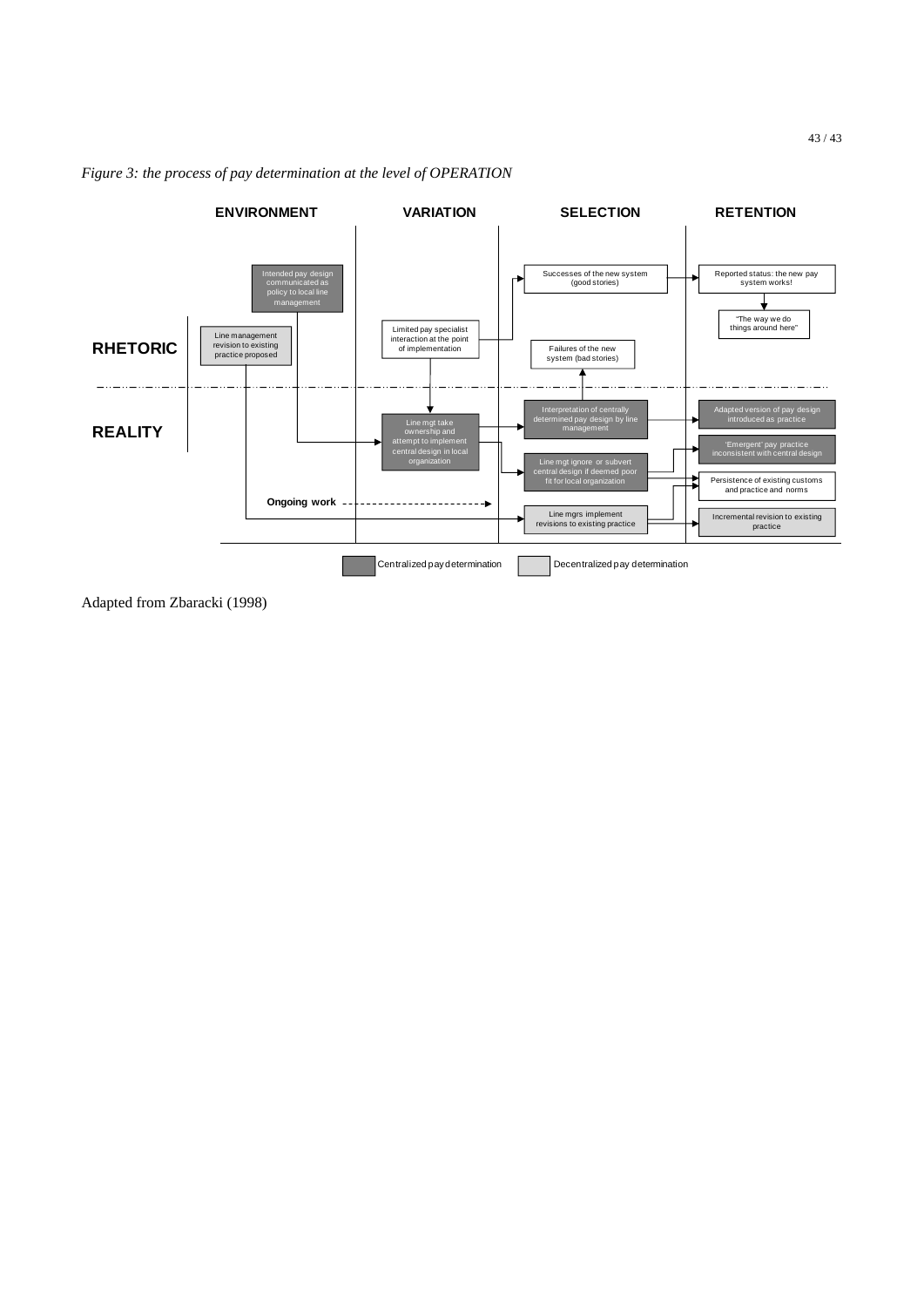*Figure 3: the process of pay determination at the level of OPERATION*

ENVIRONMENT
VARIATION
SELECTION
RETENTION

RHETORIC
REALITY

Intended pay design communicated as policy to local line management
Line management revision to existing practice proposed
Limited pay specialist interaction at the point of implementation
Successes of the new system (good stories)
Failures of the new system (bad stories)
Reported status: the new pay system works!
"The way we do things around here"
Line mgt take ownership and attempt to implement central design in local organization
Interpretation of centrally determined pay design by line management
Line mgt ignore or subvert central design if deemed poor fit for local organization
Line mgrs implement revisions to existing practice
Adapted version of pay design introduced as practice
'Emergent' pay practice inconsistent with central design
Persistence of existing customs and practice and norms
Incremental revision to existing practice
Ongoing work

Centralized pay determination
Decentralized pay determination

Adapted from Zbaracki (1998)